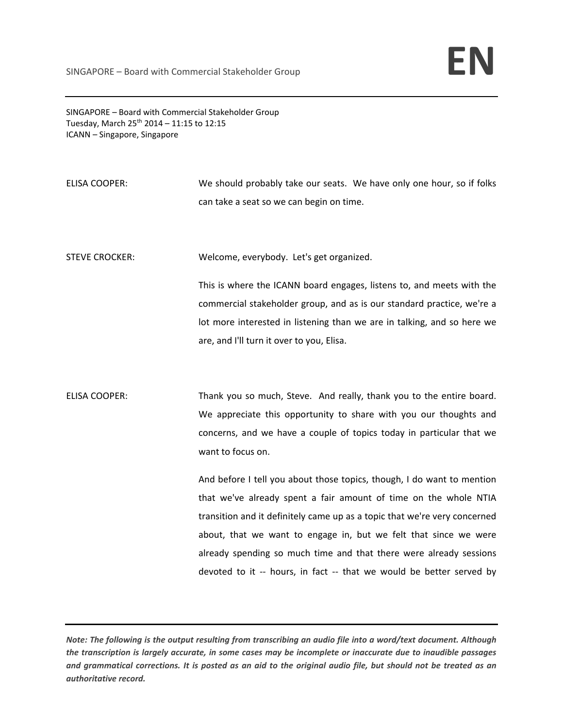SINGAPORE – Board with Commercial Stakeholder Group
Tuesday, March 25th 2014 – 11:15 to 12:15
ICANN – Singapore, Singapore

ELISA COOPER: We should probably take our seats. We have only one hour, so if folks can take a seat so we can begin on time.

STEVE CROCKER: Welcome, everybody. Let's get organized.

This is where the ICANN board engages, listens to, and meets with the commercial stakeholder group, and as is our standard practice, we're a lot more interested in listening than we are in talking, and so here we are, and I'll turn it over to you, Elisa.

ELISA COOPER: Thank you so much, Steve. And really, thank you to the entire board. We appreciate this opportunity to share with you our thoughts and concerns, and we have a couple of topics today in particular that we want to focus on.

And before I tell you about those topics, though, I do want to mention that we've already spent a fair amount of time on the whole NTIA transition and it definitely came up as a topic that we're very concerned about, that we want to engage in, but we felt that since we were already spending so much time and that there were already sessions devoted to it -- hours, in fact -- that we would be better served by

*Note: The following is the output resulting from transcribing an audio file into a word/text document. Although the transcription is largely accurate, in some cases may be incomplete or inaccurate due to inaudible passages and grammatical corrections. It is posted as an aid to the original audio file, but should not be treated as an authoritative record.*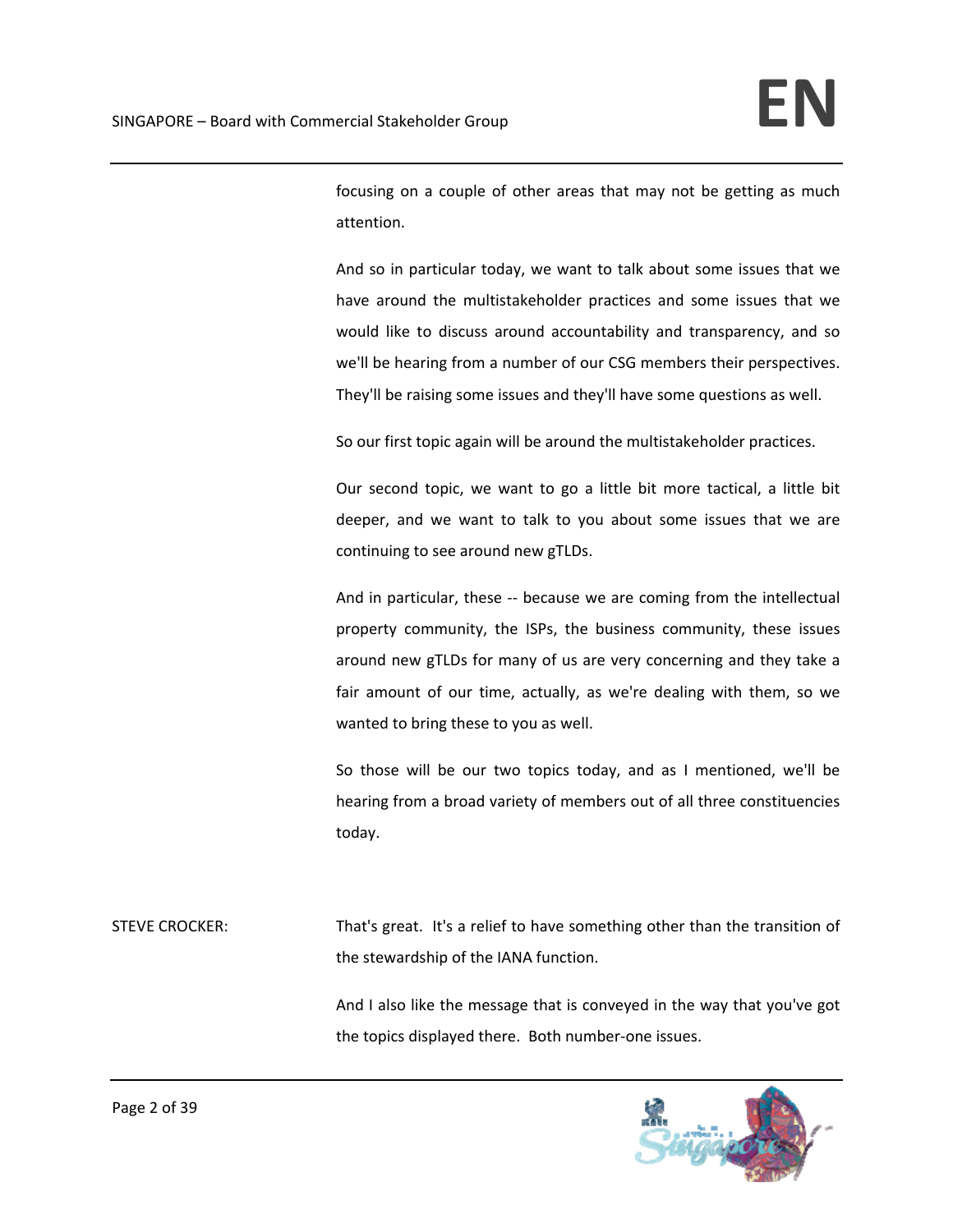focusing on a couple of other areas that may not be getting as much attention.

And so in particular today, we want to talk about some issues that we have around the multistakeholder practices and some issues that we would like to discuss around accountability and transparency, and so we'll be hearing from a number of our CSG members their perspectives. They'll be raising some issues and they'll have some questions as well.

So our first topic again will be around the multistakeholder practices.

Our second topic, we want to go a little bit more tactical, a little bit deeper, and we want to talk to you about some issues that we are continuing to see around new gTLDs.

And in particular, these -- because we are coming from the intellectual property community, the ISPs, the business community, these issues around new gTLDs for many of us are very concerning and they take a fair amount of our time, actually, as we're dealing with them, so we wanted to bring these to you as well.

So those will be our two topics today, and as I mentioned, we'll be hearing from a broad variety of members out of all three constituencies today.

STEVE CROCKER: That's great. It's a relief to have something other than the transition of the stewardship of the IANA function.

And I also like the message that is conveyed in the way that you've got the topics displayed there. Both number-one issues.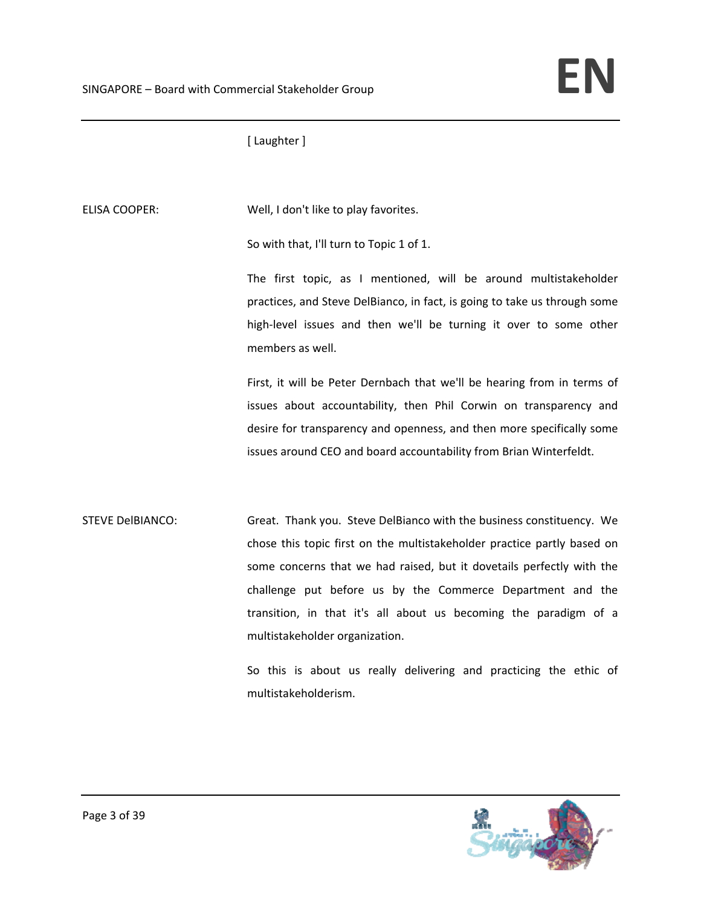[ Laughter ]

ELISA COOPER: Well, I don't like to play favorites.

So with that, I'll turn to Topic 1 of 1.

The first topic, as I mentioned, will be around multistakeholder practices, and Steve DelBianco, in fact, is going to take us through some high-level issues and then we'll be turning it over to some other members as well.

First, it will be Peter Dernbach that we'll be hearing from in terms of issues about accountability, then Phil Corwin on transparency and desire for transparency and openness, and then more specifically some issues around CEO and board accountability from Brian Winterfeldt.

STEVE DelBIANCO: Great. Thank you. Steve DelBianco with the business constituency. We chose this topic first on the multistakeholder practice partly based on some concerns that we had raised, but it dovetails perfectly with the challenge put before us by the Commerce Department and the transition, in that it's all about us becoming the paradigm of a multistakeholder organization.

So this is about us really delivering and practicing the ethic of multistakeholderism.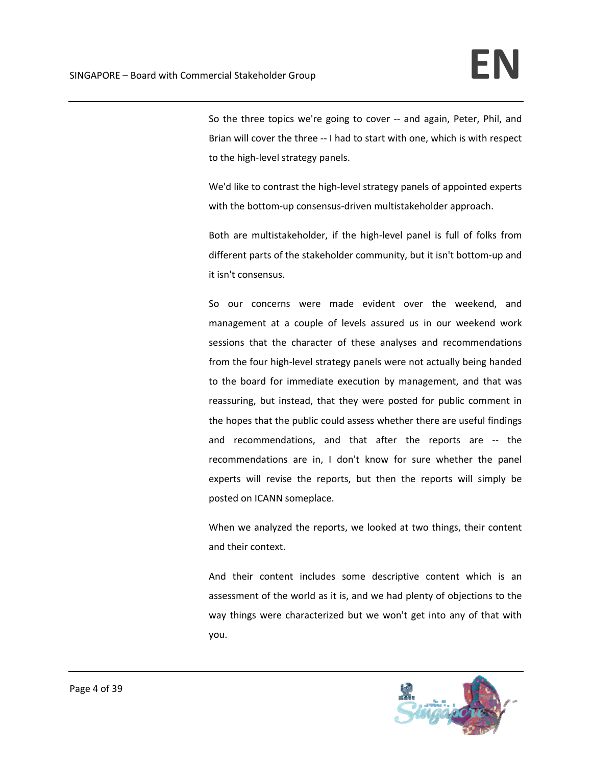So the three topics we're going to cover -- and again, Peter, Phil, and Brian will cover the three -- I had to start with one, which is with respect to the high-level strategy panels.

We'd like to contrast the high-level strategy panels of appointed experts with the bottom-up consensus-driven multistakeholder approach.

Both are multistakeholder, if the high-level panel is full of folks from different parts of the stakeholder community, but it isn't bottom-up and it isn't consensus.

So our concerns were made evident over the weekend, and management at a couple of levels assured us in our weekend work sessions that the character of these analyses and recommendations from the four high-level strategy panels were not actually being handed to the board for immediate execution by management, and that was reassuring, but instead, that they were posted for public comment in the hopes that the public could assess whether there are useful findings and recommendations, and that after the reports are -- the recommendations are in, I don't know for sure whether the panel experts will revise the reports, but then the reports will simply be posted on ICANN someplace.

When we analyzed the reports, we looked at two things, their content and their context.

And their content includes some descriptive content which is an assessment of the world as it is, and we had plenty of objections to the way things were characterized but we won't get into any of that with you.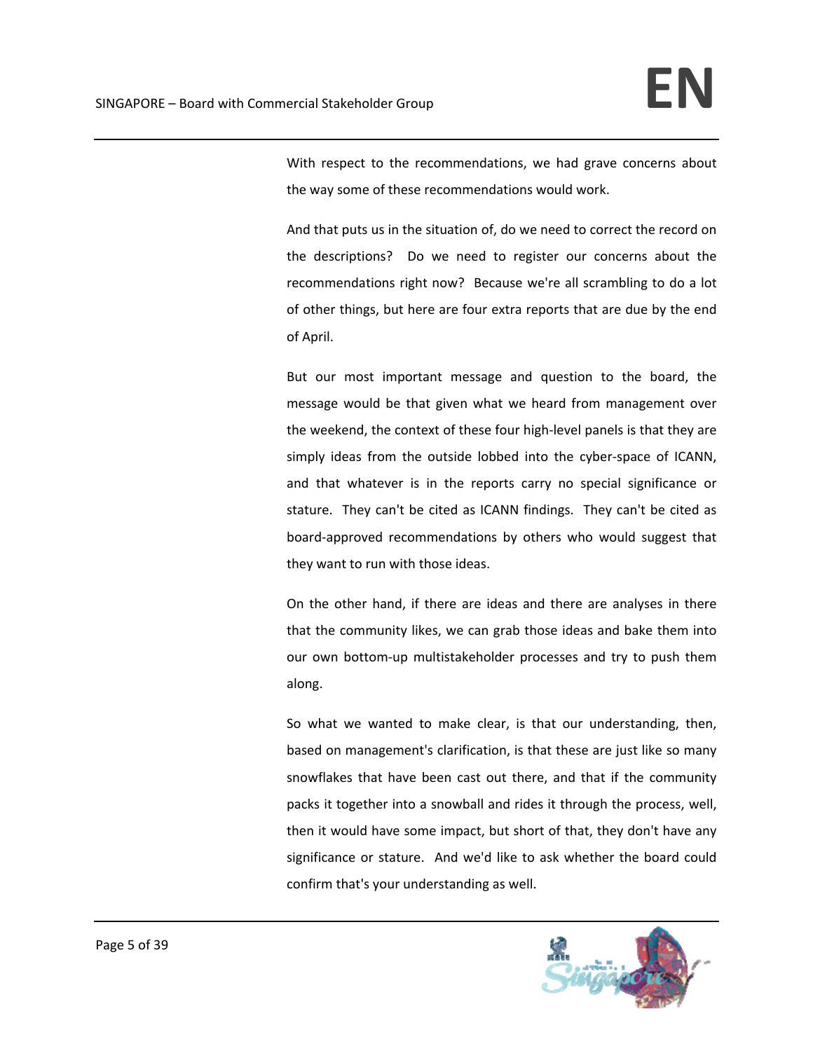With respect to the recommendations, we had grave concerns about the way some of these recommendations would work.

And that puts us in the situation of, do we need to correct the record on the descriptions? Do we need to register our concerns about the recommendations right now? Because we're all scrambling to do a lot of other things, but here are four extra reports that are due by the end of April.

But our most important message and question to the board, the message would be that given what we heard from management over the weekend, the context of these four high-level panels is that they are simply ideas from the outside lobbed into the cyber-space of ICANN, and that whatever is in the reports carry no special significance or stature. They can't be cited as ICANN findings. They can't be cited as board-approved recommendations by others who would suggest that they want to run with those ideas.

On the other hand, if there are ideas and there are analyses in there that the community likes, we can grab those ideas and bake them into our own bottom-up multistakeholder processes and try to push them along.

So what we wanted to make clear, is that our understanding, then, based on management's clarification, is that these are just like so many snowflakes that have been cast out there, and that if the community packs it together into a snowball and rides it through the process, well, then it would have some impact, but short of that, they don't have any significance or stature. And we'd like to ask whether the board could confirm that's your understanding as well.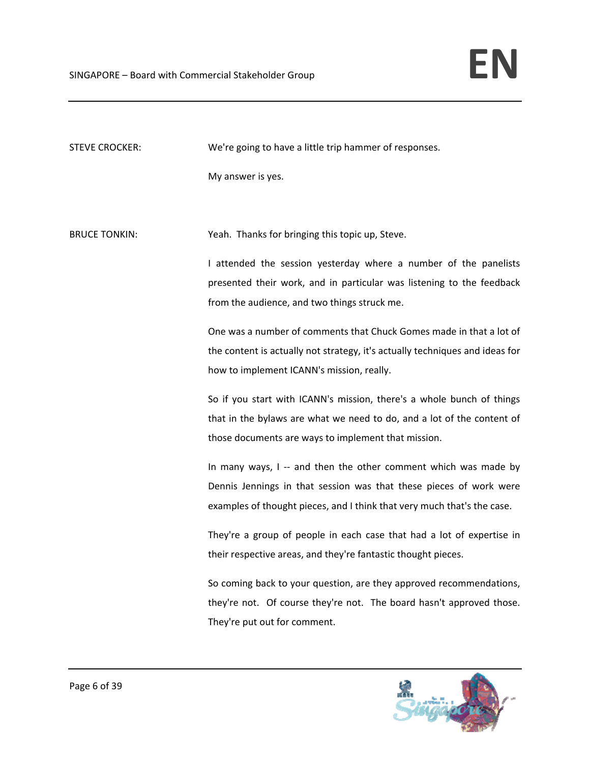STEVE CROCKER: We're going to have a little trip hammer of responses.

My answer is yes.

BRUCE TONKIN: Yeah. Thanks for bringing this topic up, Steve.

I attended the session yesterday where a number of the panelists presented their work, and in particular was listening to the feedback from the audience, and two things struck me.

One was a number of comments that Chuck Gomes made in that a lot of the content is actually not strategy, it's actually techniques and ideas for how to implement ICANN's mission, really.

So if you start with ICANN's mission, there's a whole bunch of things that in the bylaws are what we need to do, and a lot of the content of those documents are ways to implement that mission.

In many ways, I -- and then the other comment which was made by Dennis Jennings in that session was that these pieces of work were examples of thought pieces, and I think that very much that's the case.

They're a group of people in each case that had a lot of expertise in their respective areas, and they're fantastic thought pieces.

So coming back to your question, are they approved recommendations, they're not. Of course they're not. The board hasn't approved those. They're put out for comment.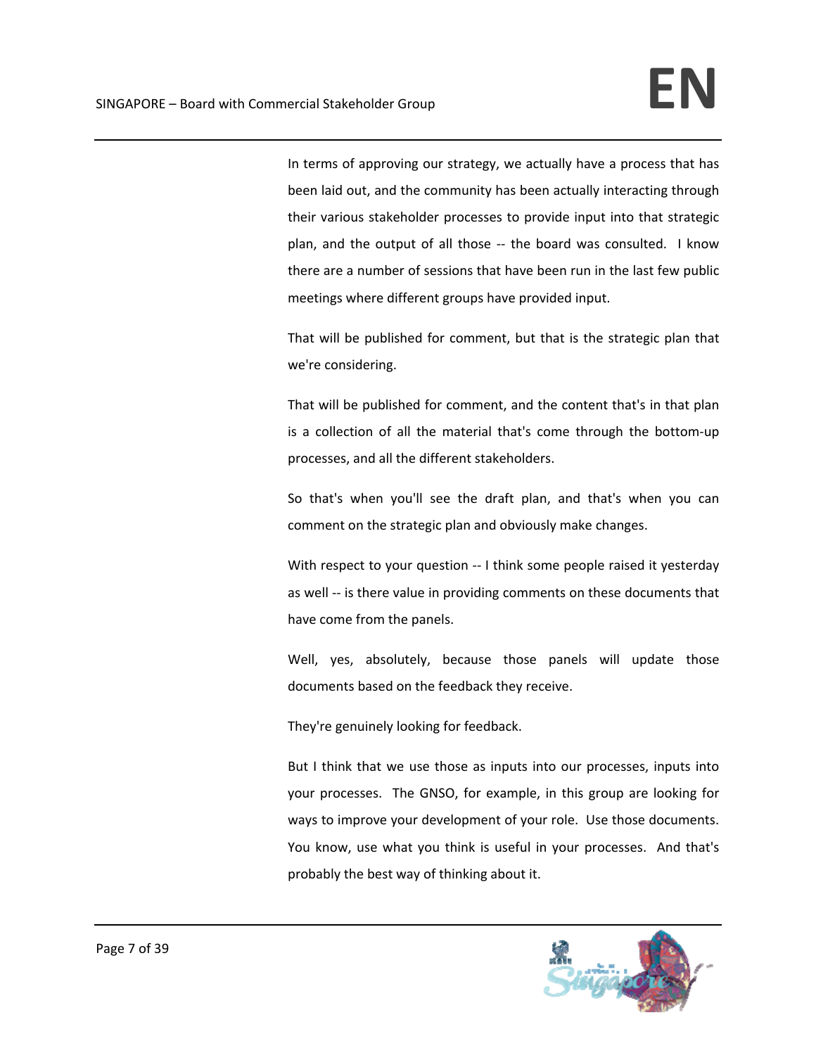In terms of approving our strategy, we actually have a process that has been laid out, and the community has been actually interacting through their various stakeholder processes to provide input into that strategic plan, and the output of all those -- the board was consulted. I know there are a number of sessions that have been run in the last few public meetings where different groups have provided input.

That will be published for comment, but that is the strategic plan that we're considering.

That will be published for comment, and the content that's in that plan is a collection of all the material that's come through the bottom-up processes, and all the different stakeholders.

So that's when you'll see the draft plan, and that's when you can comment on the strategic plan and obviously make changes.

With respect to your question -- I think some people raised it yesterday as well -- is there value in providing comments on these documents that have come from the panels.

Well, yes, absolutely, because those panels will update those documents based on the feedback they receive.

They're genuinely looking for feedback.

But I think that we use those as inputs into our processes, inputs into your processes. The GNSO, for example, in this group are looking for ways to improve your development of your role. Use those documents. You know, use what you think is useful in your processes. And that's probably the best way of thinking about it.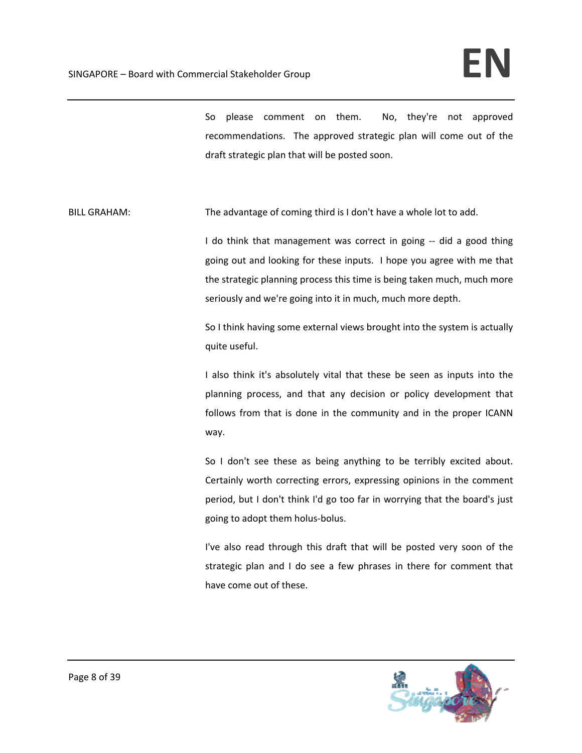So please comment on them. No, they're not approved recommendations. The approved strategic plan will come out of the draft strategic plan that will be posted soon.

BILL GRAHAM: The advantage of coming third is I don't have a whole lot to add.

I do think that management was correct in going -- did a good thing going out and looking for these inputs. I hope you agree with me that the strategic planning process this time is being taken much, much more seriously and we're going into it in much, much more depth.

So I think having some external views brought into the system is actually quite useful.

I also think it's absolutely vital that these be seen as inputs into the planning process, and that any decision or policy development that follows from that is done in the community and in the proper ICANN way.

So I don't see these as being anything to be terribly excited about. Certainly worth correcting errors, expressing opinions in the comment period, but I don't think I'd go too far in worrying that the board's just going to adopt them holus-bolus.

I've also read through this draft that will be posted very soon of the strategic plan and I do see a few phrases in there for comment that have come out of these.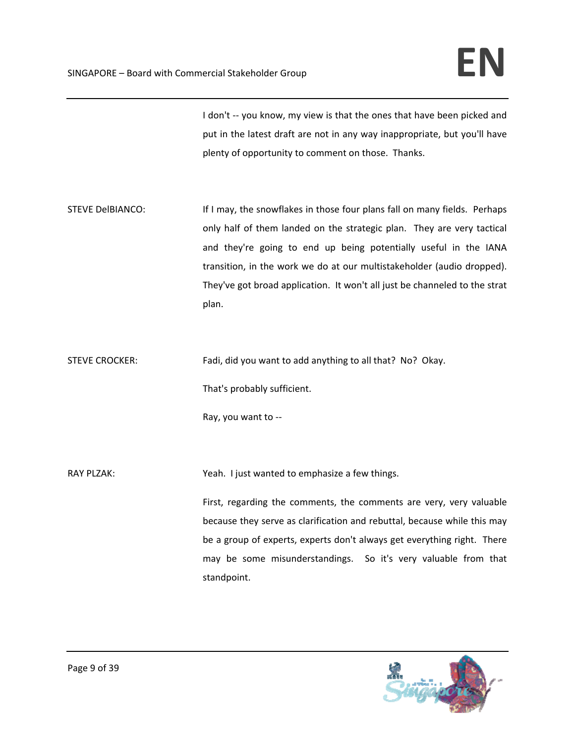I don't -- you know, my view is that the ones that have been picked and put in the latest draft are not in any way inappropriate, but you'll have plenty of opportunity to comment on those. Thanks.

STEVE DelBIANCO: If I may, the snowflakes in those four plans fall on many fields. Perhaps only half of them landed on the strategic plan. They are very tactical and they're going to end up being potentially useful in the IANA transition, in the work we do at our multistakeholder (audio dropped). They've got broad application. It won't all just be channeled to the strat plan.

STEVE CROCKER: Fadi, did you want to add anything to all that? No? Okay.

That's probably sufficient.

Ray, you want to --

RAY PLZAK: Yeah. I just wanted to emphasize a few things.

First, regarding the comments, the comments are very, very valuable because they serve as clarification and rebuttal, because while this may be a group of experts, experts don't always get everything right. There may be some misunderstandings. So it's very valuable from that standpoint.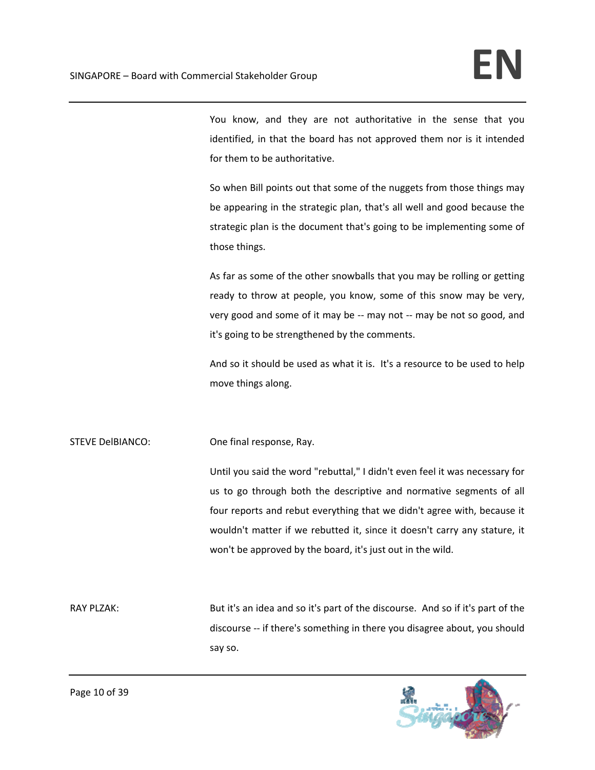You know, and they are not authoritative in the sense that you identified, in that the board has not approved them nor is it intended for them to be authoritative.

So when Bill points out that some of the nuggets from those things may be appearing in the strategic plan, that's all well and good because the strategic plan is the document that's going to be implementing some of those things.

As far as some of the other snowballs that you may be rolling or getting ready to throw at people, you know, some of this snow may be very, very good and some of it may be -- may not -- may be not so good, and it's going to be strengthened by the comments.

And so it should be used as what it is. It's a resource to be used to help move things along.

STEVE DelBIANCO: One final response, Ray.

Until you said the word "rebuttal," I didn't even feel it was necessary for us to go through both the descriptive and normative segments of all four reports and rebut everything that we didn't agree with, because it wouldn't matter if we rebutted it, since it doesn't carry any stature, it won't be approved by the board, it's just out in the wild.

RAY PLZAK: But it's an idea and so it's part of the discourse. And so if it's part of the discourse -- if there's something in there you disagree about, you should say so.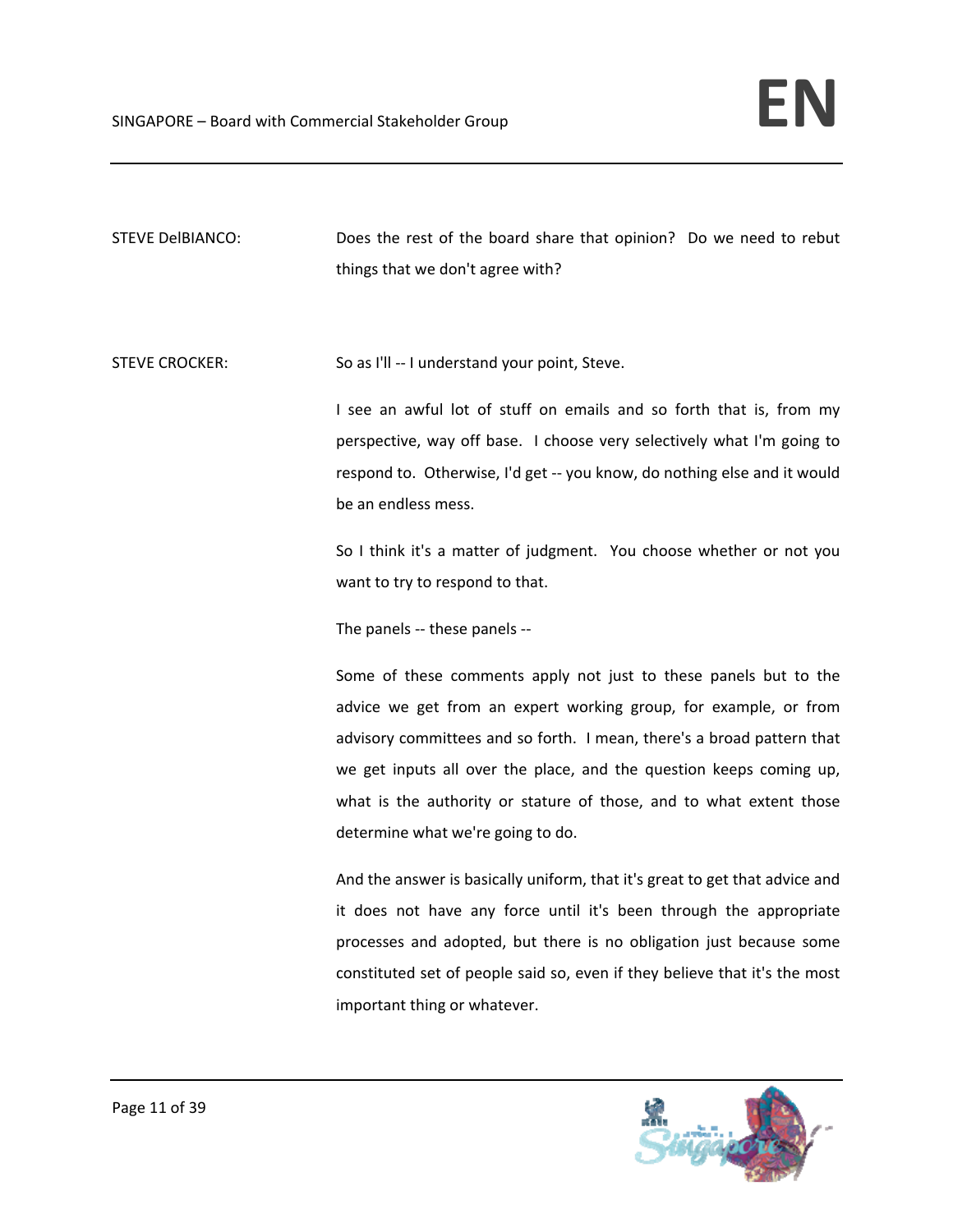STEVE DelBIANCO: Does the rest of the board share that opinion? Do we need to rebut things that we don't agree with?

STEVE CROCKER: So as I'll -- I understand your point, Steve.

I see an awful lot of stuff on emails and so forth that is, from my perspective, way off base. I choose very selectively what I'm going to respond to. Otherwise, I'd get -- you know, do nothing else and it would be an endless mess.

So I think it's a matter of judgment. You choose whether or not you want to try to respond to that.

The panels -- these panels --

Some of these comments apply not just to these panels but to the advice we get from an expert working group, for example, or from advisory committees and so forth. I mean, there's a broad pattern that we get inputs all over the place, and the question keeps coming up, what is the authority or stature of those, and to what extent those determine what we're going to do.

And the answer is basically uniform, that it's great to get that advice and it does not have any force until it's been through the appropriate processes and adopted, but there is no obligation just because some constituted set of people said so, even if they believe that it's the most important thing or whatever.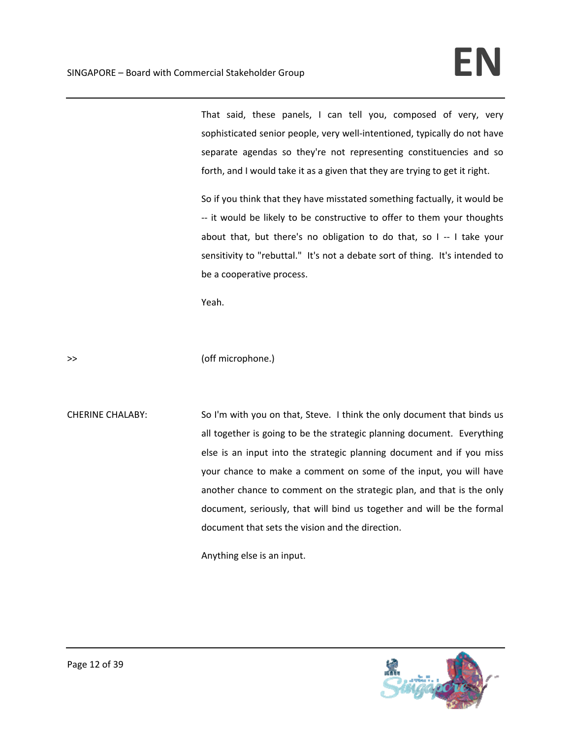That said, these panels, I can tell you, composed of very, very sophisticated senior people, very well-intentioned, typically do not have separate agendas so they're not representing constituencies and so forth, and I would take it as a given that they are trying to get it right.

So if you think that they have misstated something factually, it would be -- it would be likely to be constructive to offer to them your thoughts about that, but there's no obligation to do that, so I -- I take your sensitivity to "rebuttal." It's not a debate sort of thing. It's intended to be a cooperative process.

Yeah.

>> (off microphone.)

CHERINE CHALABY: So I'm with you on that, Steve. I think the only document that binds us all together is going to be the strategic planning document. Everything else is an input into the strategic planning document and if you miss your chance to make a comment on some of the input, you will have another chance to comment on the strategic plan, and that is the only document, seriously, that will bind us together and will be the formal document that sets the vision and the direction.

Anything else is an input.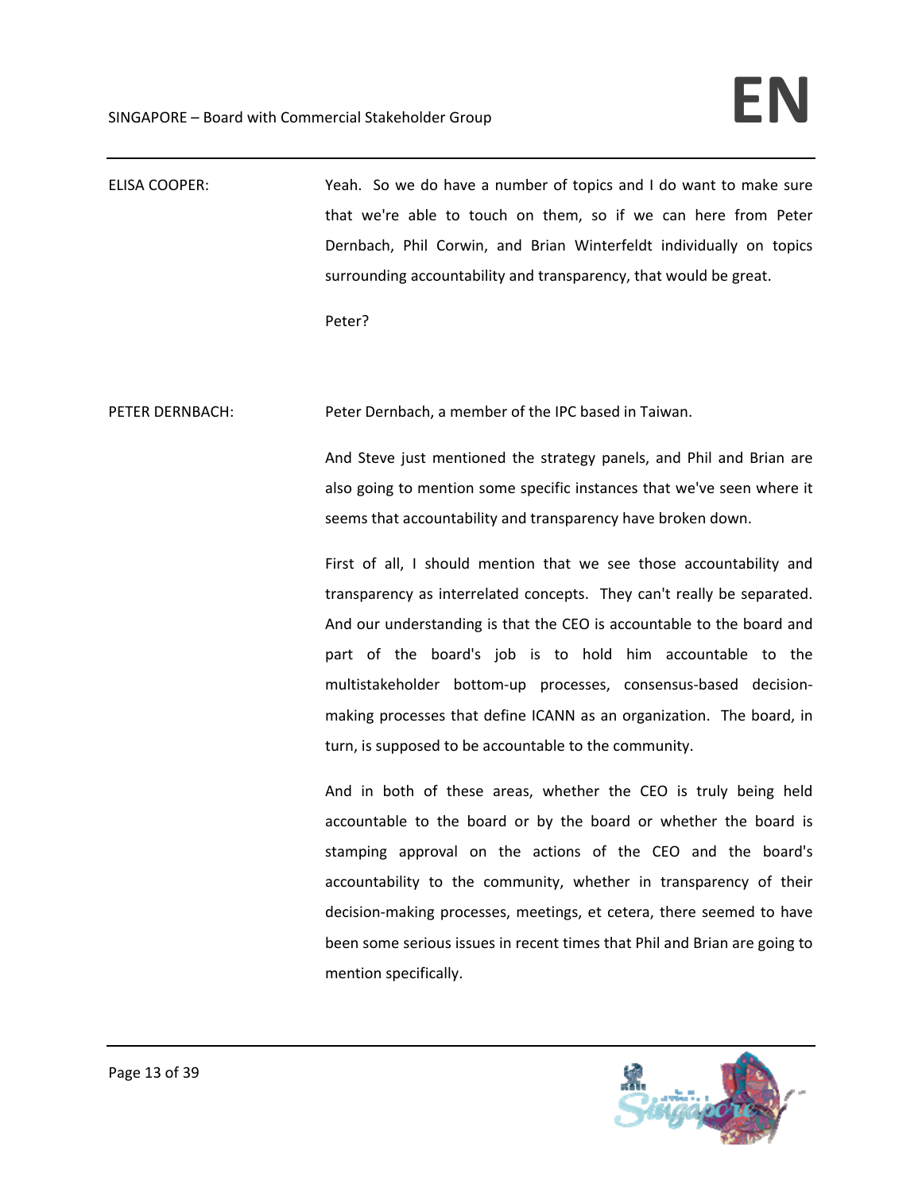ELISA COOPER: Yeah. So we do have a number of topics and I do want to make sure that we're able to touch on them, so if we can here from Peter Dernbach, Phil Corwin, and Brian Winterfeldt individually on topics surrounding accountability and transparency, that would be great.

Peter?

PETER DERNBACH: Peter Dernbach, a member of the IPC based in Taiwan.

And Steve just mentioned the strategy panels, and Phil and Brian are also going to mention some specific instances that we've seen where it seems that accountability and transparency have broken down.

First of all, I should mention that we see those accountability and transparency as interrelated concepts. They can't really be separated. And our understanding is that the CEO is accountable to the board and part of the board's job is to hold him accountable to the multistakeholder bottom-up processes, consensus-based decision-making processes that define ICANN as an organization. The board, in turn, is supposed to be accountable to the community.

And in both of these areas, whether the CEO is truly being held accountable to the board or by the board or whether the board is stamping approval on the actions of the CEO and the board's accountability to the community, whether in transparency of their decision-making processes, meetings, et cetera, there seemed to have been some serious issues in recent times that Phil and Brian are going to mention specifically.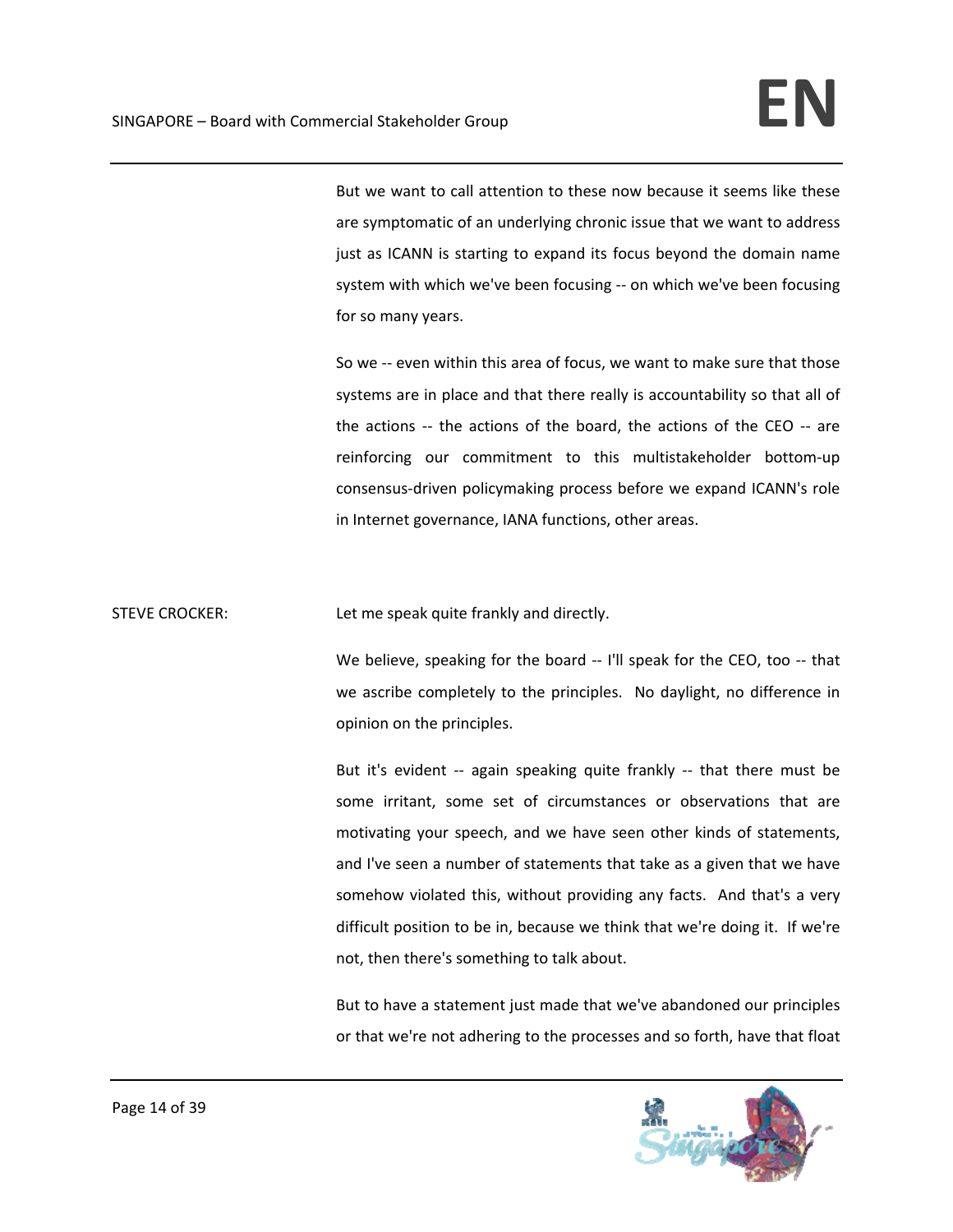But we want to call attention to these now because it seems like these are symptomatic of an underlying chronic issue that we want to address just as ICANN is starting to expand its focus beyond the domain name system with which we've been focusing -- on which we've been focusing for so many years.

So we -- even within this area of focus, we want to make sure that those systems are in place and that there really is accountability so that all of the actions -- the actions of the board, the actions of the CEO -- are reinforcing our commitment to this multistakeholder bottom-up consensus-driven policymaking process before we expand ICANN's role in Internet governance, IANA functions, other areas.

STEVE CROCKER: Let me speak quite frankly and directly.

We believe, speaking for the board -- I'll speak for the CEO, too -- that we ascribe completely to the principles. No daylight, no difference in opinion on the principles.

But it's evident -- again speaking quite frankly -- that there must be some irritant, some set of circumstances or observations that are motivating your speech, and we have seen other kinds of statements, and I've seen a number of statements that take as a given that we have somehow violated this, without providing any facts. And that's a very difficult position to be in, because we think that we're doing it. If we're not, then there's something to talk about.

But to have a statement just made that we've abandoned our principles or that we're not adhering to the processes and so forth, have that float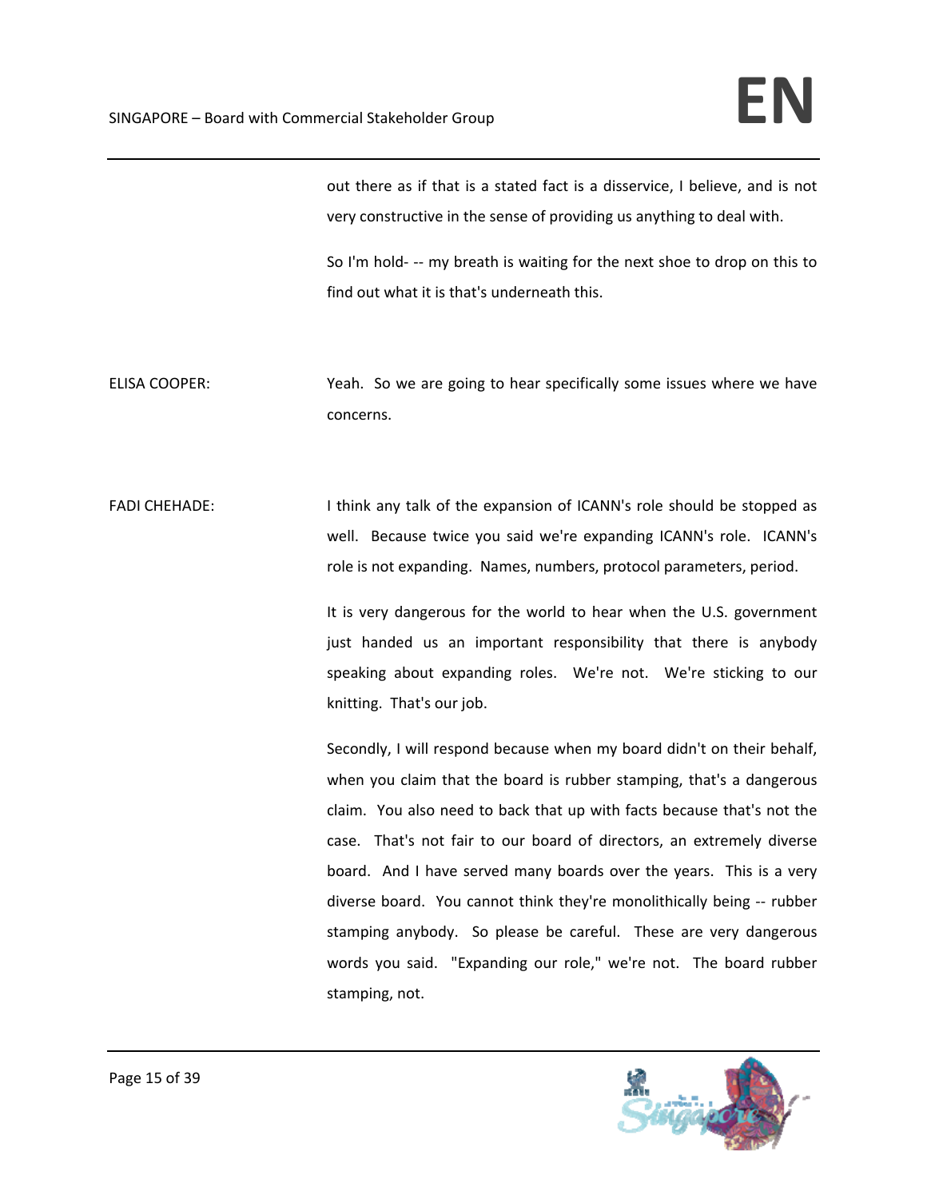out there as if that is a stated fact is a disservice, I believe, and is not very constructive in the sense of providing us anything to deal with.

So I'm hold- -- my breath is waiting for the next shoe to drop on this to find out what it is that's underneath this.

ELISA COOPER: Yeah. So we are going to hear specifically some issues where we have concerns.

FADI CHEHADE: I think any talk of the expansion of ICANN's role should be stopped as well. Because twice you said we're expanding ICANN's role. ICANN's role is not expanding. Names, numbers, protocol parameters, period.

It is very dangerous for the world to hear when the U.S. government just handed us an important responsibility that there is anybody speaking about expanding roles. We're not. We're sticking to our knitting. That's our job.

Secondly, I will respond because when my board didn't on their behalf, when you claim that the board is rubber stamping, that's a dangerous claim. You also need to back that up with facts because that's not the case. That's not fair to our board of directors, an extremely diverse board. And I have served many boards over the years. This is a very diverse board. You cannot think they're monolithically being -- rubber stamping anybody. So please be careful. These are very dangerous words you said. "Expanding our role," we're not. The board rubber stamping, not.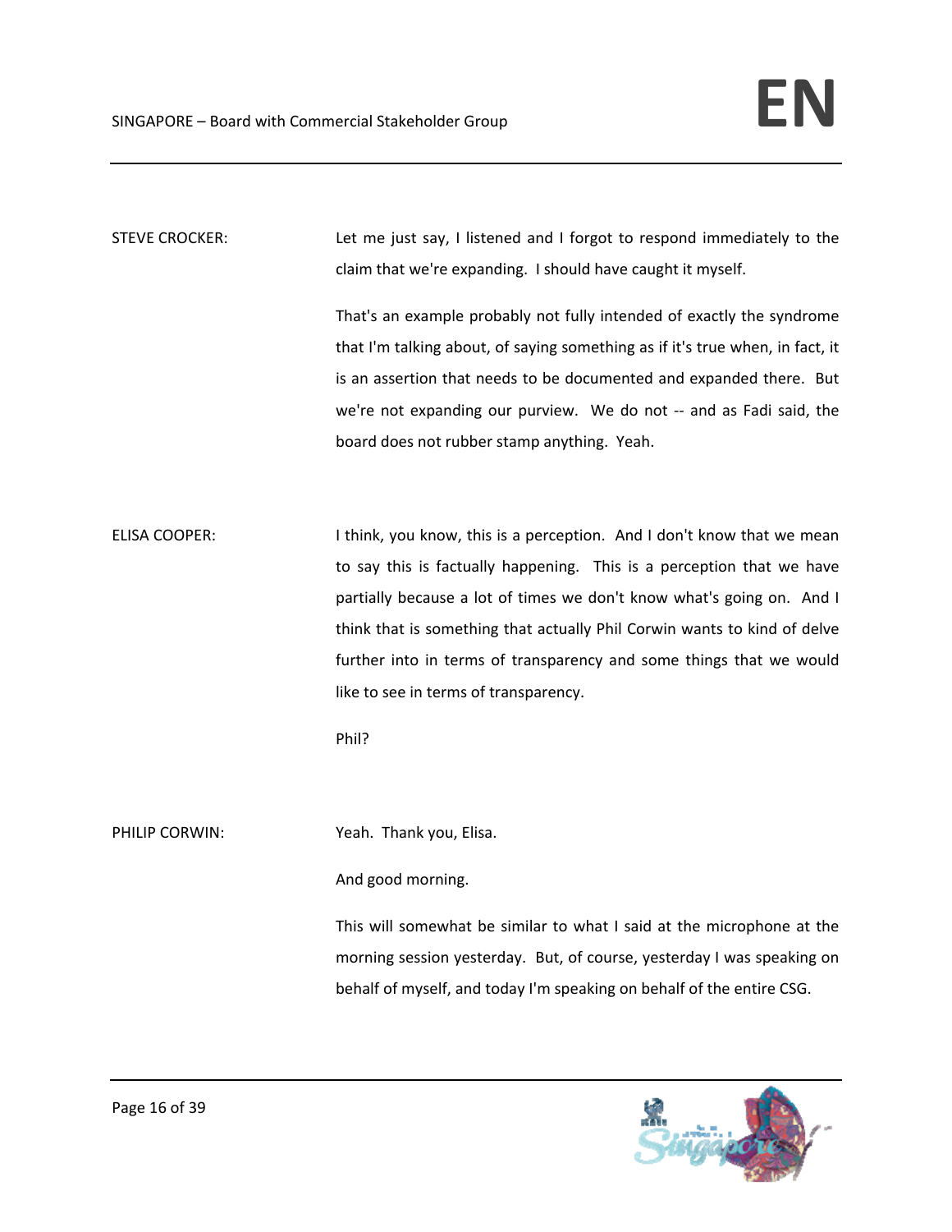STEVE CROCKER: Let me just say, I listened and I forgot to respond immediately to the claim that we're expanding. I should have caught it myself.

That's an example probably not fully intended of exactly the syndrome that I'm talking about, of saying something as if it's true when, in fact, it is an assertion that needs to be documented and expanded there. But we're not expanding our purview. We do not -- and as Fadi said, the board does not rubber stamp anything. Yeah.

ELISA COOPER: I think, you know, this is a perception. And I don't know that we mean to say this is factually happening. This is a perception that we have partially because a lot of times we don't know what's going on. And I think that is something that actually Phil Corwin wants to kind of delve further into in terms of transparency and some things that we would like to see in terms of transparency.

Phil?

PHILIP CORWIN: Yeah. Thank you, Elisa.

And good morning.

This will somewhat be similar to what I said at the microphone at the morning session yesterday. But, of course, yesterday I was speaking on behalf of myself, and today I'm speaking on behalf of the entire CSG.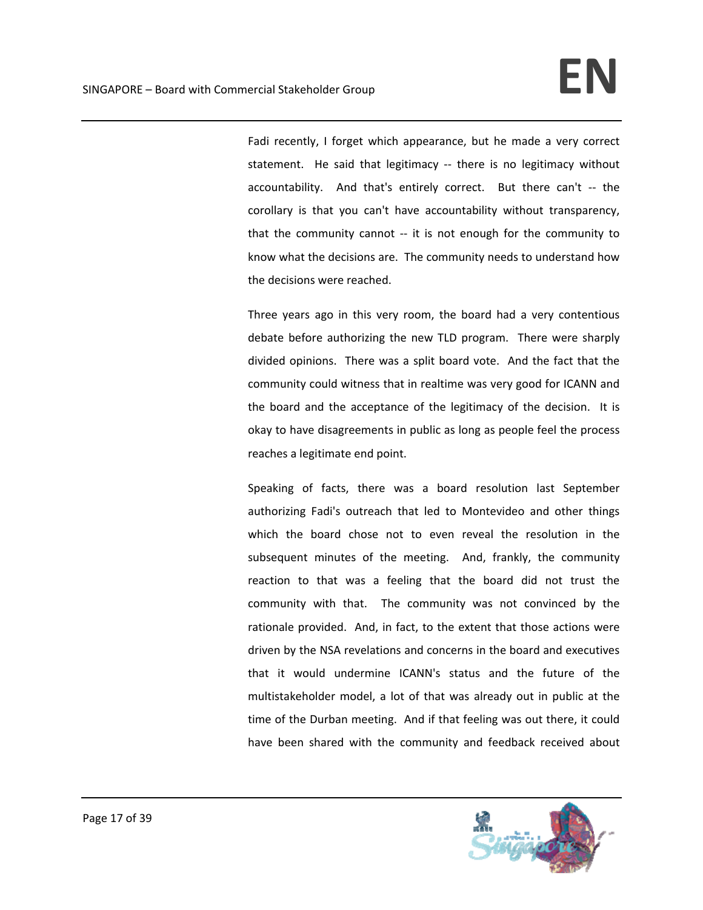Fadi recently, I forget which appearance, but he made a very correct statement. He said that legitimacy -- there is no legitimacy without accountability. And that's entirely correct. But there can't -- the corollary is that you can't have accountability without transparency, that the community cannot -- it is not enough for the community to know what the decisions are. The community needs to understand how the decisions were reached.

Three years ago in this very room, the board had a very contentious debate before authorizing the new TLD program. There were sharply divided opinions. There was a split board vote. And the fact that the community could witness that in realtime was very good for ICANN and the board and the acceptance of the legitimacy of the decision. It is okay to have disagreements in public as long as people feel the process reaches a legitimate end point.

Speaking of facts, there was a board resolution last September authorizing Fadi's outreach that led to Montevideo and other things which the board chose not to even reveal the resolution in the subsequent minutes of the meeting. And, frankly, the community reaction to that was a feeling that the board did not trust the community with that. The community was not convinced by the rationale provided. And, in fact, to the extent that those actions were driven by the NSA revelations and concerns in the board and executives that it would undermine ICANN's status and the future of the multistakeholder model, a lot of that was already out in public at the time of the Durban meeting. And if that feeling was out there, it could have been shared with the community and feedback received about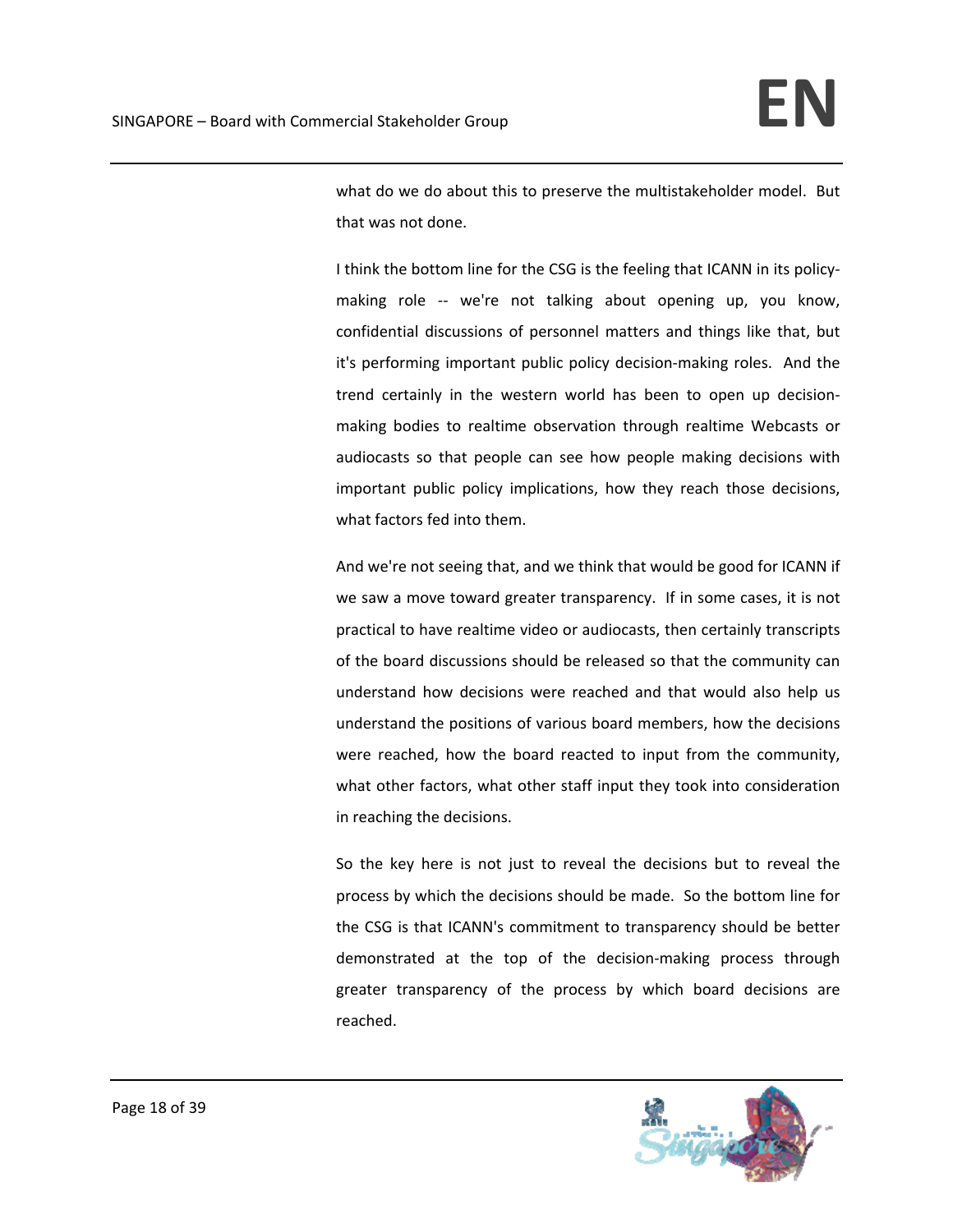what do we do about this to preserve the multistakeholder model. But that was not done.

I think the bottom line for the CSG is the feeling that ICANN in its policy-making role -- we're not talking about opening up, you know, confidential discussions of personnel matters and things like that, but it's performing important public policy decision-making roles. And the trend certainly in the western world has been to open up decision-making bodies to realtime observation through realtime Webcasts or audiocasts so that people can see how people making decisions with important public policy implications, how they reach those decisions, what factors fed into them.

And we're not seeing that, and we think that would be good for ICANN if we saw a move toward greater transparency. If in some cases, it is not practical to have realtime video or audiocasts, then certainly transcripts of the board discussions should be released so that the community can understand how decisions were reached and that would also help us understand the positions of various board members, how the decisions were reached, how the board reacted to input from the community, what other factors, what other staff input they took into consideration in reaching the decisions.

So the key here is not just to reveal the decisions but to reveal the process by which the decisions should be made. So the bottom line for the CSG is that ICANN's commitment to transparency should be better demonstrated at the top of the decision-making process through greater transparency of the process by which board decisions are reached.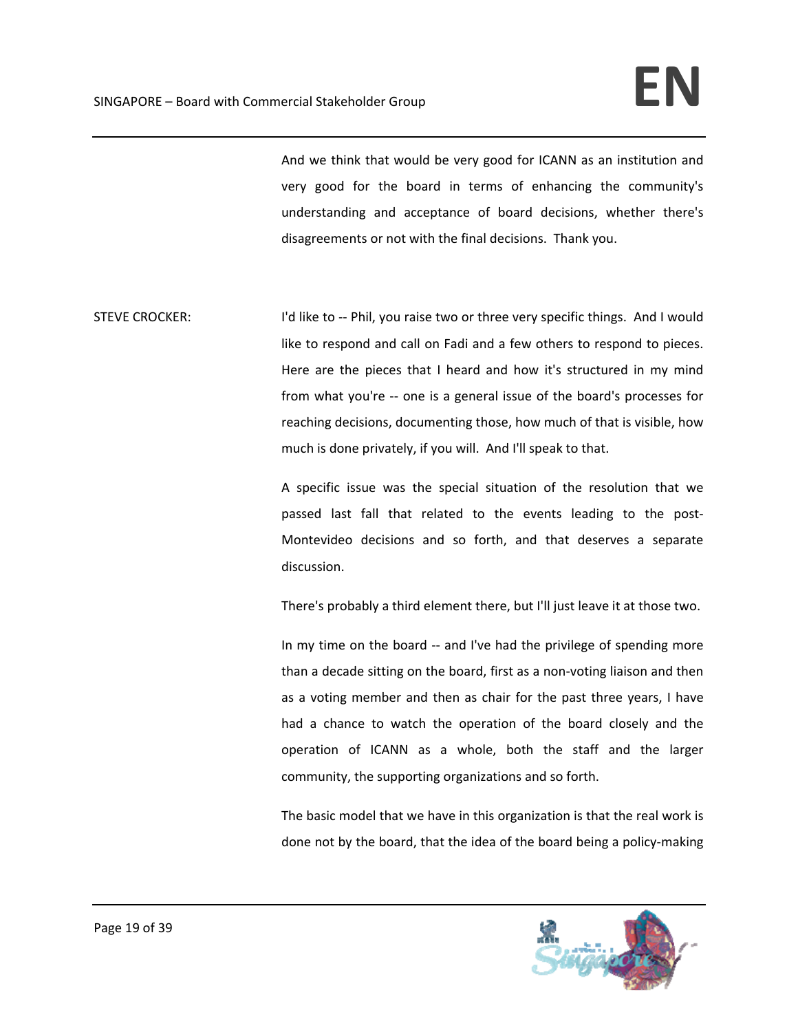And we think that would be very good for ICANN as an institution and very good for the board in terms of enhancing the community's understanding and acceptance of board decisions, whether there's disagreements or not with the final decisions. Thank you.

STEVE CROCKER: I'd like to -- Phil, you raise two or three very specific things. And I would like to respond and call on Fadi and a few others to respond to pieces. Here are the pieces that I heard and how it's structured in my mind from what you're -- one is a general issue of the board's processes for reaching decisions, documenting those, how much of that is visible, how much is done privately, if you will. And I'll speak to that.

A specific issue was the special situation of the resolution that we passed last fall that related to the events leading to the post-Montevideo decisions and so forth, and that deserves a separate discussion.

There's probably a third element there, but I'll just leave it at those two.

In my time on the board -- and I've had the privilege of spending more than a decade sitting on the board, first as a non-voting liaison and then as a voting member and then as chair for the past three years, I have had a chance to watch the operation of the board closely and the operation of ICANN as a whole, both the staff and the larger community, the supporting organizations and so forth.

The basic model that we have in this organization is that the real work is done not by the board, that the idea of the board being a policy-making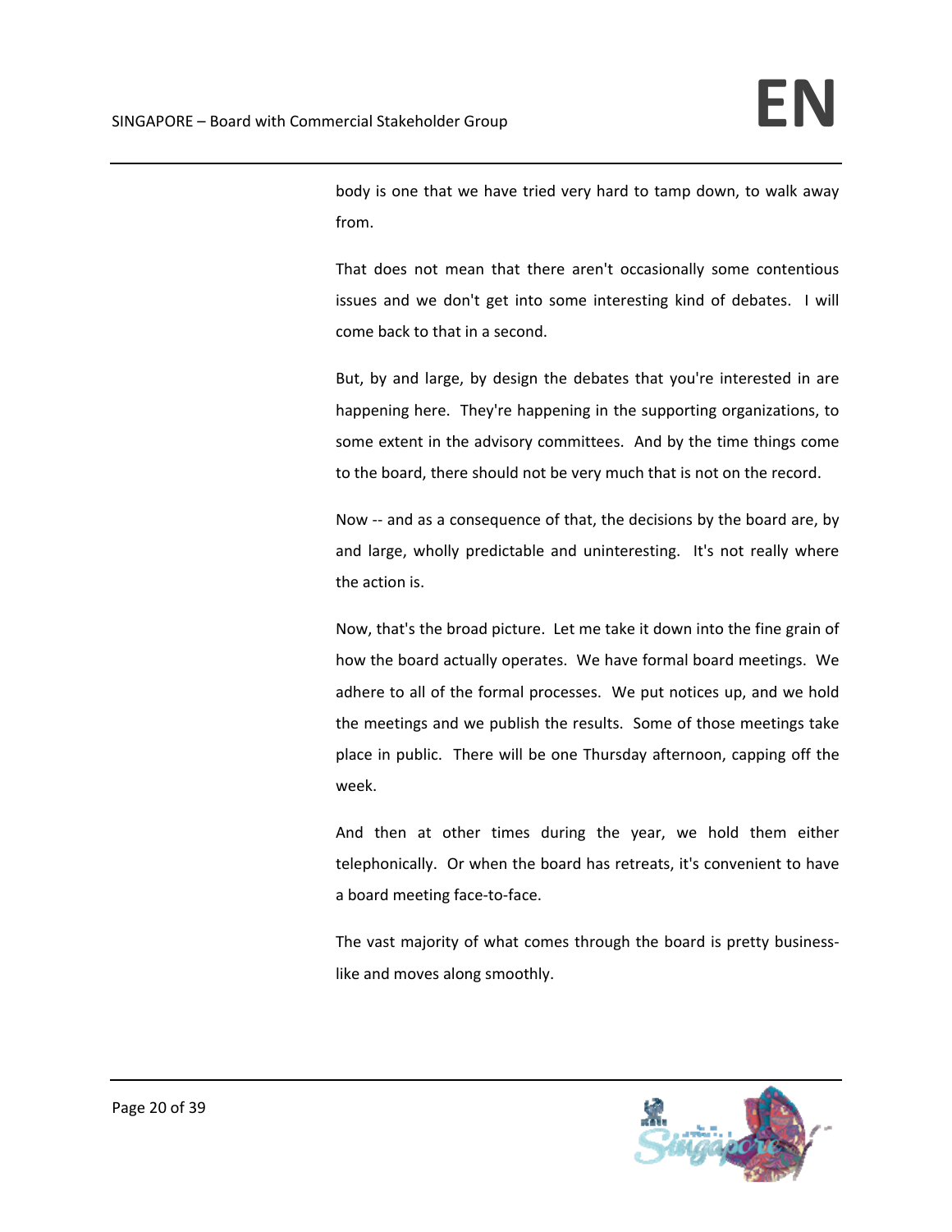body is one that we have tried very hard to tamp down, to walk away from.

That does not mean that there aren't occasionally some contentious issues and we don't get into some interesting kind of debates. I will come back to that in a second.

But, by and large, by design the debates that you're interested in are happening here. They're happening in the supporting organizations, to some extent in the advisory committees. And by the time things come to the board, there should not be very much that is not on the record.

Now -- and as a consequence of that, the decisions by the board are, by and large, wholly predictable and uninteresting. It's not really where the action is.

Now, that's the broad picture. Let me take it down into the fine grain of how the board actually operates. We have formal board meetings. We adhere to all of the formal processes. We put notices up, and we hold the meetings and we publish the results. Some of those meetings take place in public. There will be one Thursday afternoon, capping off the week.

And then at other times during the year, we hold them either telephonically. Or when the board has retreats, it's convenient to have a board meeting face-to-face.

The vast majority of what comes through the board is pretty business-like and moves along smoothly.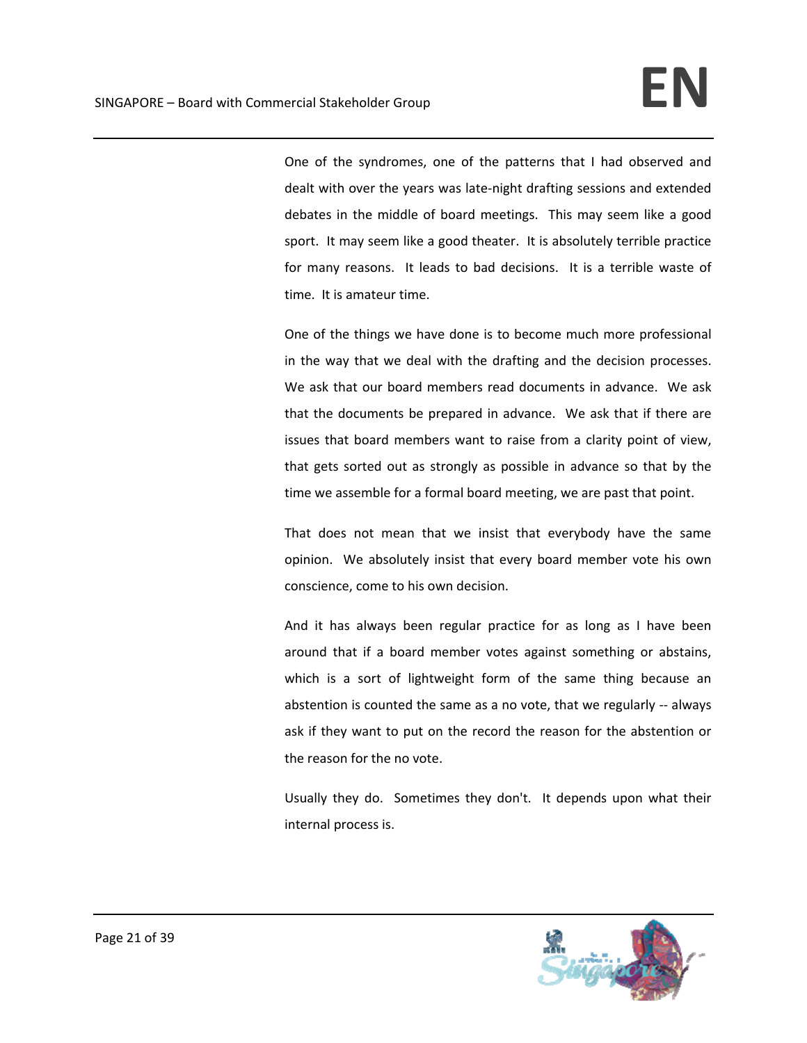One of the syndromes, one of the patterns that I had observed and dealt with over the years was late-night drafting sessions and extended debates in the middle of board meetings. This may seem like a good sport. It may seem like a good theater. It is absolutely terrible practice for many reasons. It leads to bad decisions. It is a terrible waste of time. It is amateur time.

One of the things we have done is to become much more professional in the way that we deal with the drafting and the decision processes. We ask that our board members read documents in advance. We ask that the documents be prepared in advance. We ask that if there are issues that board members want to raise from a clarity point of view, that gets sorted out as strongly as possible in advance so that by the time we assemble for a formal board meeting, we are past that point.

That does not mean that we insist that everybody have the same opinion. We absolutely insist that every board member vote his own conscience, come to his own decision.

And it has always been regular practice for as long as I have been around that if a board member votes against something or abstains, which is a sort of lightweight form of the same thing because an abstention is counted the same as a no vote, that we regularly -- always ask if they want to put on the record the reason for the abstention or the reason for the no vote.

Usually they do. Sometimes they don't. It depends upon what their internal process is.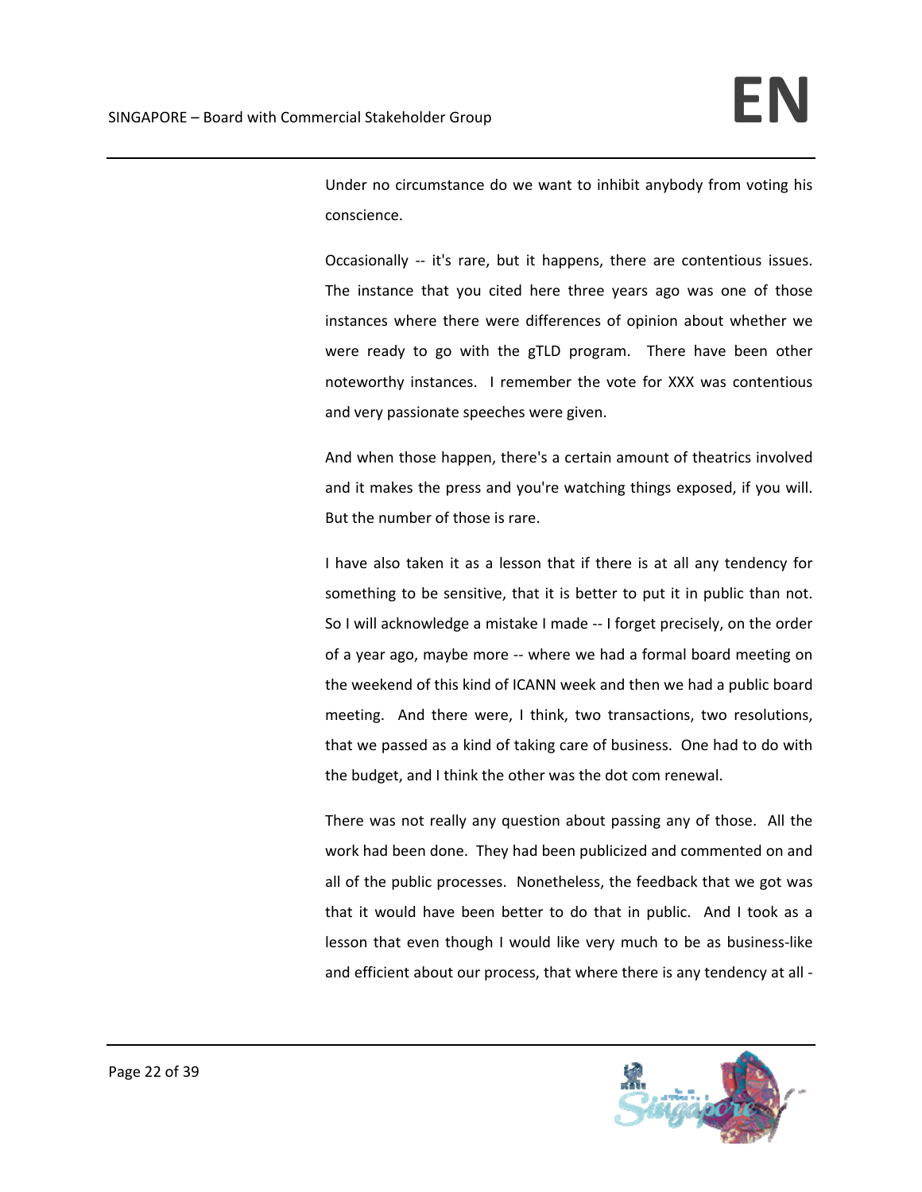Under no circumstance do we want to inhibit anybody from voting his conscience.

Occasionally -- it's rare, but it happens, there are contentious issues. The instance that you cited here three years ago was one of those instances where there were differences of opinion about whether we were ready to go with the gTLD program. There have been other noteworthy instances. I remember the vote for XXX was contentious and very passionate speeches were given.

And when those happen, there's a certain amount of theatrics involved and it makes the press and you're watching things exposed, if you will. But the number of those is rare.

I have also taken it as a lesson that if there is at all any tendency for something to be sensitive, that it is better to put it in public than not. So I will acknowledge a mistake I made -- I forget precisely, on the order of a year ago, maybe more -- where we had a formal board meeting on the weekend of this kind of ICANN week and then we had a public board meeting. And there were, I think, two transactions, two resolutions, that we passed as a kind of taking care of business. One had to do with the budget, and I think the other was the dot com renewal.

There was not really any question about passing any of those. All the work had been done. They had been publicized and commented on and all of the public processes. Nonetheless, the feedback that we got was that it would have been better to do that in public. And I took as a lesson that even though I would like very much to be as business-like and efficient about our process, that where there is any tendency at all -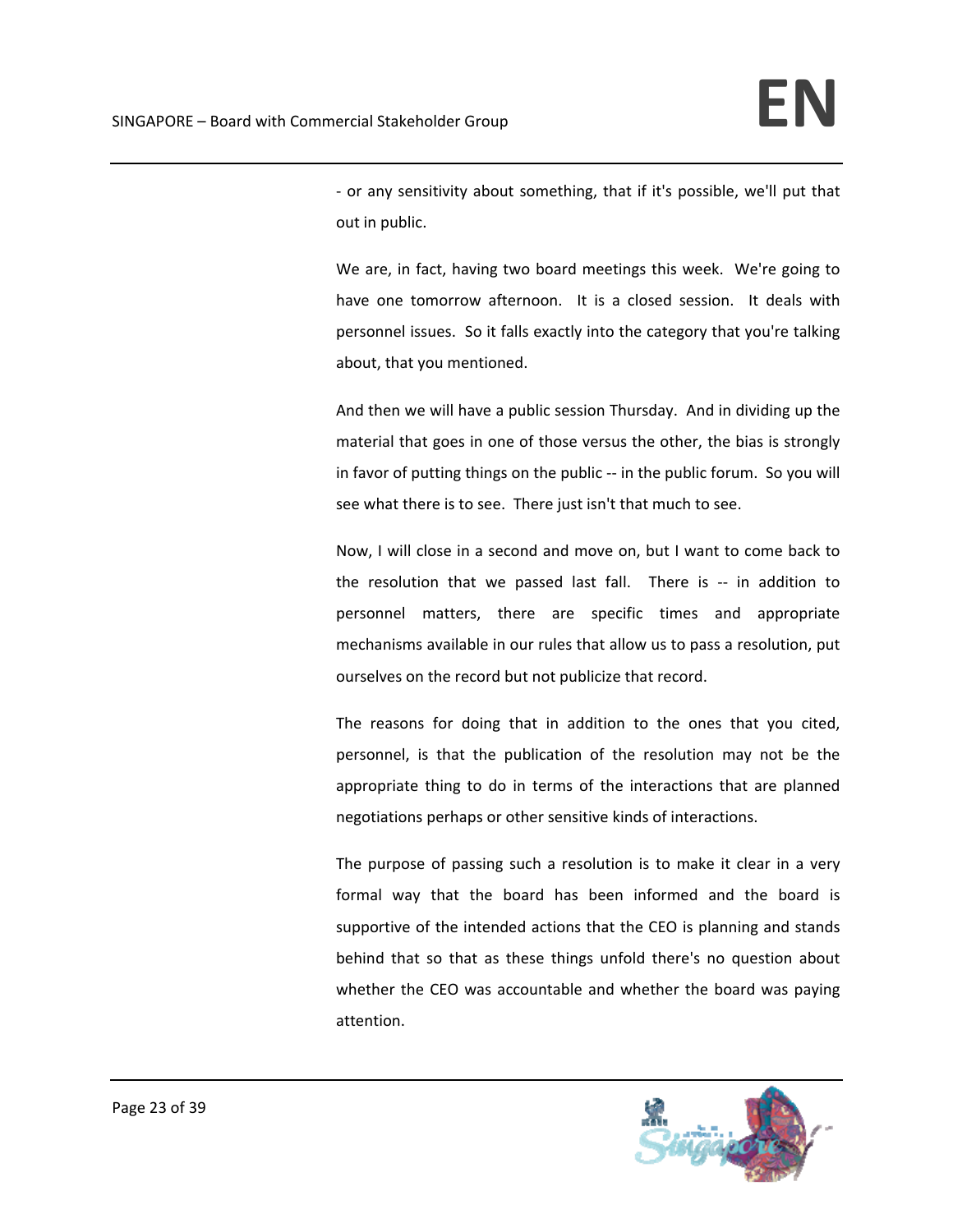- or any sensitivity about something, that if it's possible, we'll put that out in public.

We are, in fact, having two board meetings this week. We're going to have one tomorrow afternoon. It is a closed session. It deals with personnel issues. So it falls exactly into the category that you're talking about, that you mentioned.

And then we will have a public session Thursday. And in dividing up the material that goes in one of those versus the other, the bias is strongly in favor of putting things on the public -- in the public forum. So you will see what there is to see. There just isn't that much to see.

Now, I will close in a second and move on, but I want to come back to the resolution that we passed last fall. There is -- in addition to personnel matters, there are specific times and appropriate mechanisms available in our rules that allow us to pass a resolution, put ourselves on the record but not publicize that record.

The reasons for doing that in addition to the ones that you cited, personnel, is that the publication of the resolution may not be the appropriate thing to do in terms of the interactions that are planned negotiations perhaps or other sensitive kinds of interactions.

The purpose of passing such a resolution is to make it clear in a very formal way that the board has been informed and the board is supportive of the intended actions that the CEO is planning and stands behind that so that as these things unfold there's no question about whether the CEO was accountable and whether the board was paying attention.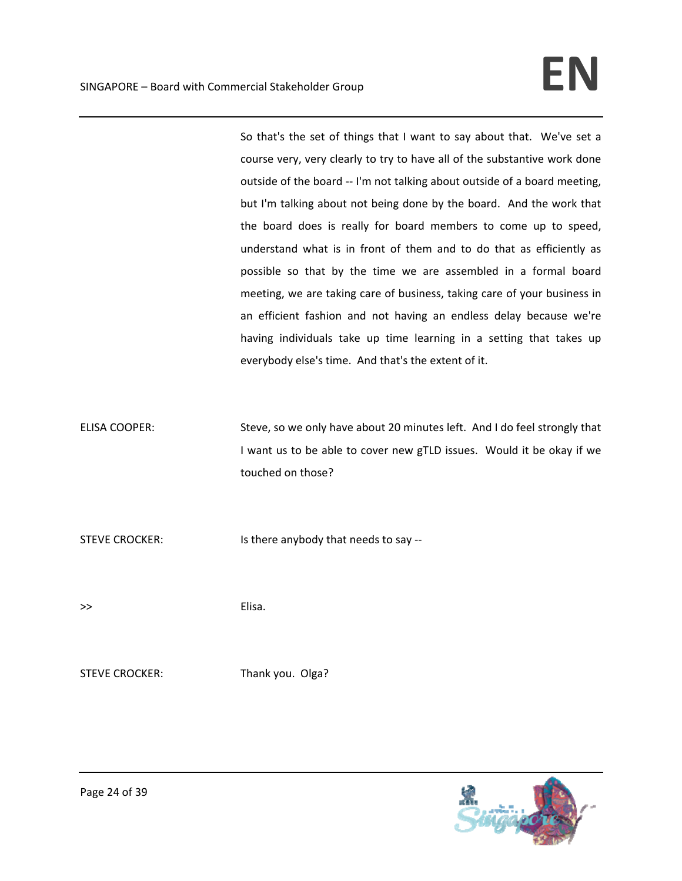So that's the set of things that I want to say about that. We've set a course very, very clearly to try to have all of the substantive work done outside of the board -- I'm not talking about outside of a board meeting, but I'm talking about not being done by the board. And the work that the board does is really for board members to come up to speed, understand what is in front of them and to do that as efficiently as possible so that by the time we are assembled in a formal board meeting, we are taking care of business, taking care of your business in an efficient fashion and not having an endless delay because we're having individuals take up time learning in a setting that takes up everybody else's time. And that's the extent of it.

ELISA COOPER: Steve, so we only have about 20 minutes left. And I do feel strongly that I want us to be able to cover new gTLD issues. Would it be okay if we touched on those?

STEVE CROCKER: Is there anybody that needs to say --

>> Elisa.

STEVE CROCKER: Thank you. Olga?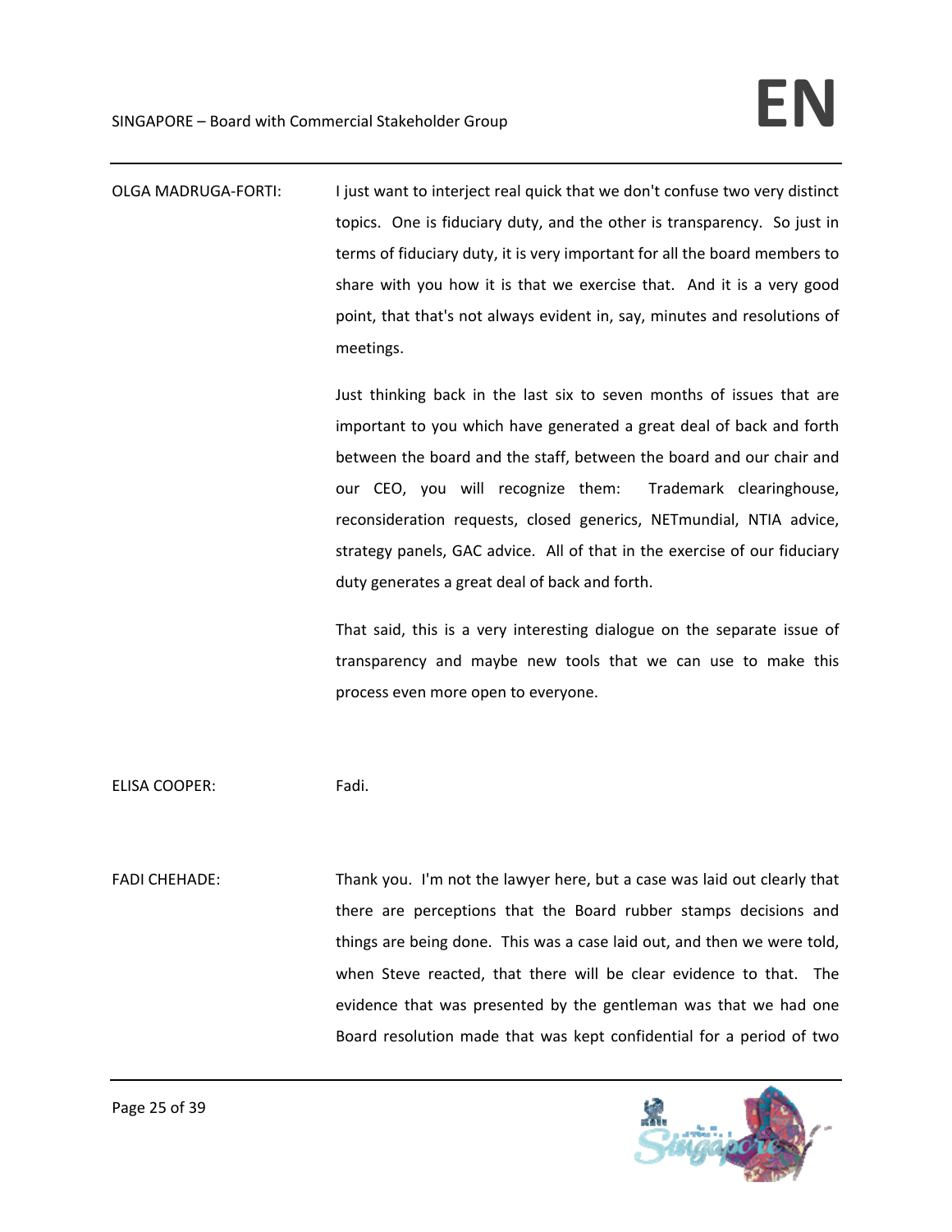OLGA MADRUGA-FORTI: I just want to interject real quick that we don't confuse two very distinct topics. One is fiduciary duty, and the other is transparency. So just in terms of fiduciary duty, it is very important for all the board members to share with you how it is that we exercise that. And it is a very good point, that that's not always evident in, say, minutes and resolutions of meetings.

Just thinking back in the last six to seven months of issues that are important to you which have generated a great deal of back and forth between the board and the staff, between the board and our chair and our CEO, you will recognize them: Trademark clearinghouse, reconsideration requests, closed generics, NETmundial, NTIA advice, strategy panels, GAC advice. All of that in the exercise of our fiduciary duty generates a great deal of back and forth.

That said, this is a very interesting dialogue on the separate issue of transparency and maybe new tools that we can use to make this process even more open to everyone.

ELISA COOPER: Fadi.

FADI CHEHADE: Thank you. I'm not the lawyer here, but a case was laid out clearly that there are perceptions that the Board rubber stamps decisions and things are being done. This was a case laid out, and then we were told, when Steve reacted, that there will be clear evidence to that. The evidence that was presented by the gentleman was that we had one Board resolution made that was kept confidential for a period of two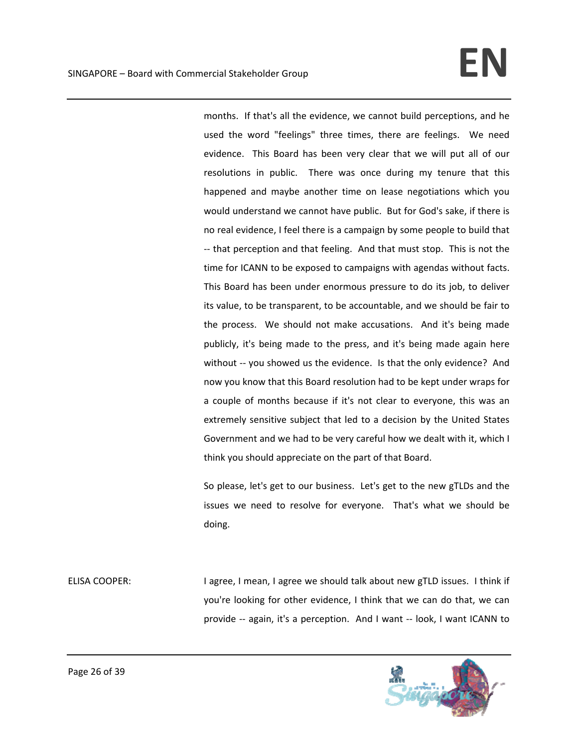months. If that's all the evidence, we cannot build perceptions, and he used the word "feelings" three times, there are feelings. We need evidence. This Board has been very clear that we will put all of our resolutions in public. There was once during my tenure that this happened and maybe another time on lease negotiations which you would understand we cannot have public. But for God's sake, if there is no real evidence, I feel there is a campaign by some people to build that -- that perception and that feeling. And that must stop. This is not the time for ICANN to be exposed to campaigns with agendas without facts. This Board has been under enormous pressure to do its job, to deliver its value, to be transparent, to be accountable, and we should be fair to the process. We should not make accusations. And it's being made publicly, it's being made to the press, and it's being made again here without -- you showed us the evidence. Is that the only evidence? And now you know that this Board resolution had to be kept under wraps for a couple of months because if it's not clear to everyone, this was an extremely sensitive subject that led to a decision by the United States Government and we had to be very careful how we dealt with it, which I think you should appreciate on the part of that Board.

So please, let's get to our business. Let's get to the new gTLDs and the issues we need to resolve for everyone. That's what we should be doing.

ELISA COOPER: I agree, I mean, I agree we should talk about new gTLD issues. I think if you're looking for other evidence, I think that we can do that, we can provide -- again, it's a perception. And I want -- look, I want ICANN to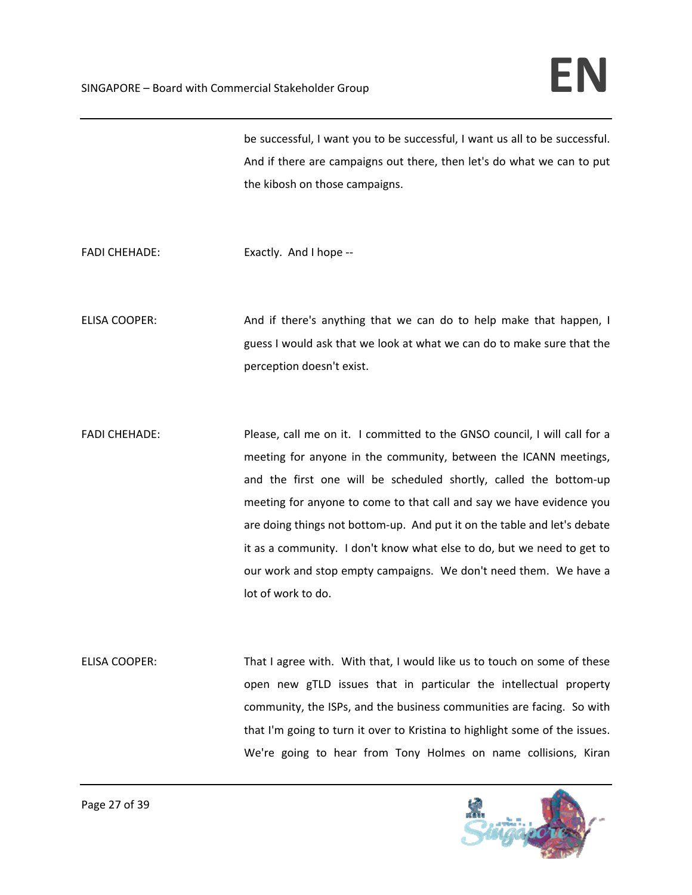be successful, I want you to be successful, I want us all to be successful. And if there are campaigns out there, then let's do what we can to put the kibosh on those campaigns.

FADI CHEHADE: Exactly. And I hope --

ELISA COOPER: And if there's anything that we can do to help make that happen, I guess I would ask that we look at what we can do to make sure that the perception doesn't exist.

FADI CHEHADE: Please, call me on it. I committed to the GNSO council, I will call for a meeting for anyone in the community, between the ICANN meetings, and the first one will be scheduled shortly, called the bottom-up meeting for anyone to come to that call and say we have evidence you are doing things not bottom-up. And put it on the table and let's debate it as a community. I don't know what else to do, but we need to get to our work and stop empty campaigns. We don't need them. We have a lot of work to do.

ELISA COOPER: That I agree with. With that, I would like us to touch on some of these open new gTLD issues that in particular the intellectual property community, the ISPs, and the business communities are facing. So with that I'm going to turn it over to Kristina to highlight some of the issues. We're going to hear from Tony Holmes on name collisions, Kiran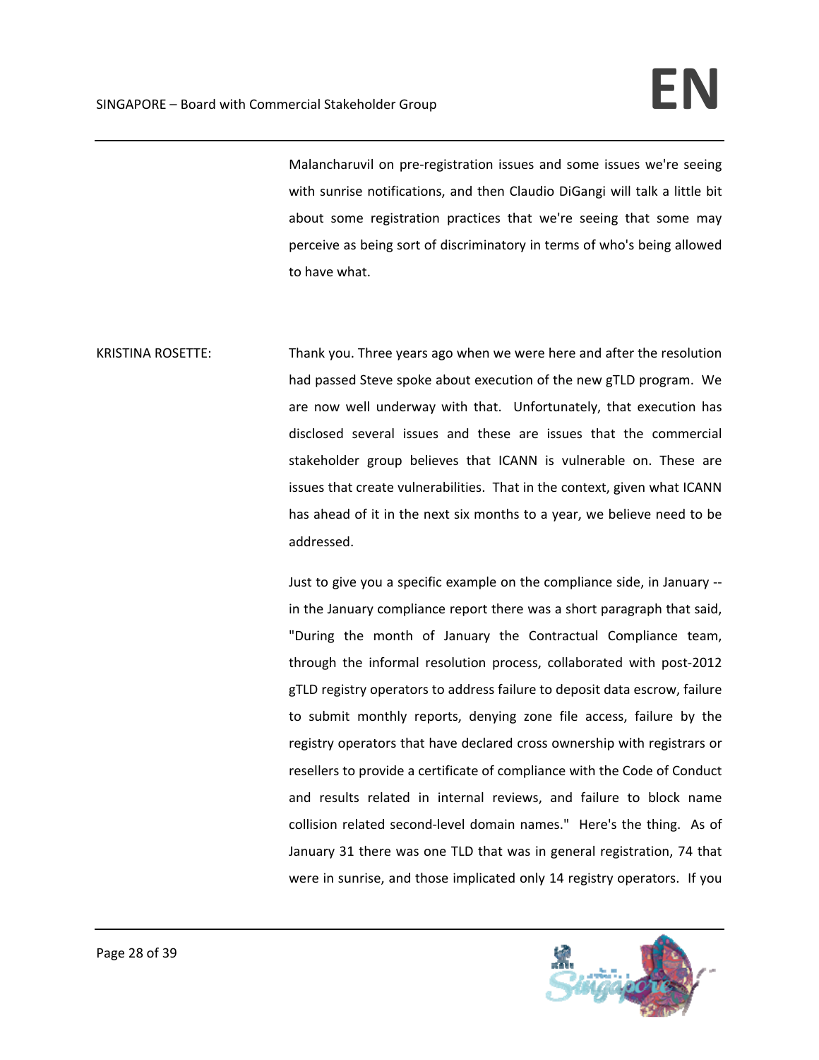Malancharuvil on pre-registration issues and some issues we're seeing with sunrise notifications, and then Claudio DiGangi will talk a little bit about some registration practices that we're seeing that some may perceive as being sort of discriminatory in terms of who's being allowed to have what.

KRISTINA ROSETTE: Thank you. Three years ago when we were here and after the resolution had passed Steve spoke about execution of the new gTLD program. We are now well underway with that. Unfortunately, that execution has disclosed several issues and these are issues that the commercial stakeholder group believes that ICANN is vulnerable on. These are issues that create vulnerabilities. That in the context, given what ICANN has ahead of it in the next six months to a year, we believe need to be addressed.

Just to give you a specific example on the compliance side, in January -- in the January compliance report there was a short paragraph that said, "During the month of January the Contractual Compliance team, through the informal resolution process, collaborated with post-2012 gTLD registry operators to address failure to deposit data escrow, failure to submit monthly reports, denying zone file access, failure by the registry operators that have declared cross ownership with registrars or resellers to provide a certificate of compliance with the Code of Conduct and results related in internal reviews, and failure to block name collision related second-level domain names." Here's the thing. As of January 31 there was one TLD that was in general registration, 74 that were in sunrise, and those implicated only 14 registry operators. If you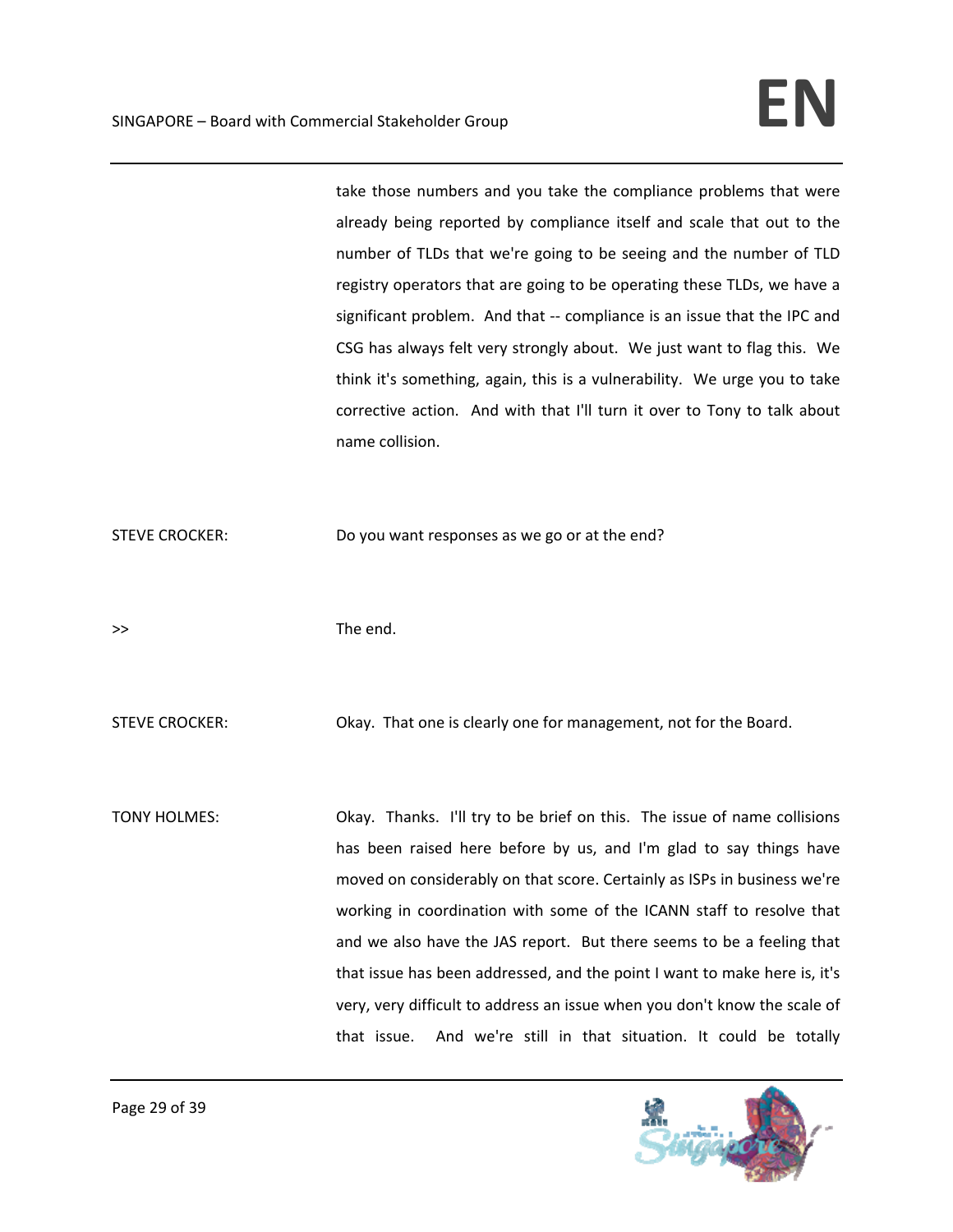take those numbers and you take the compliance problems that were already being reported by compliance itself and scale that out to the number of TLDs that we're going to be seeing and the number of TLD registry operators that are going to be operating these TLDs, we have a significant problem. And that -- compliance is an issue that the IPC and CSG has always felt very strongly about. We just want to flag this. We think it's something, again, this is a vulnerability. We urge you to take corrective action. And with that I'll turn it over to Tony to talk about name collision.

STEVE CROCKER: Do you want responses as we go or at the end?

>> The end.

STEVE CROCKER: Okay. That one is clearly one for management, not for the Board.

TONY HOLMES: Okay. Thanks. I'll try to be brief on this. The issue of name collisions has been raised here before by us, and I'm glad to say things have moved on considerably on that score. Certainly as ISPs in business we're working in coordination with some of the ICANN staff to resolve that and we also have the JAS report. But there seems to be a feeling that that issue has been addressed, and the point I want to make here is, it's very, very difficult to address an issue when you don't know the scale of that issue. And we're still in that situation. It could be totally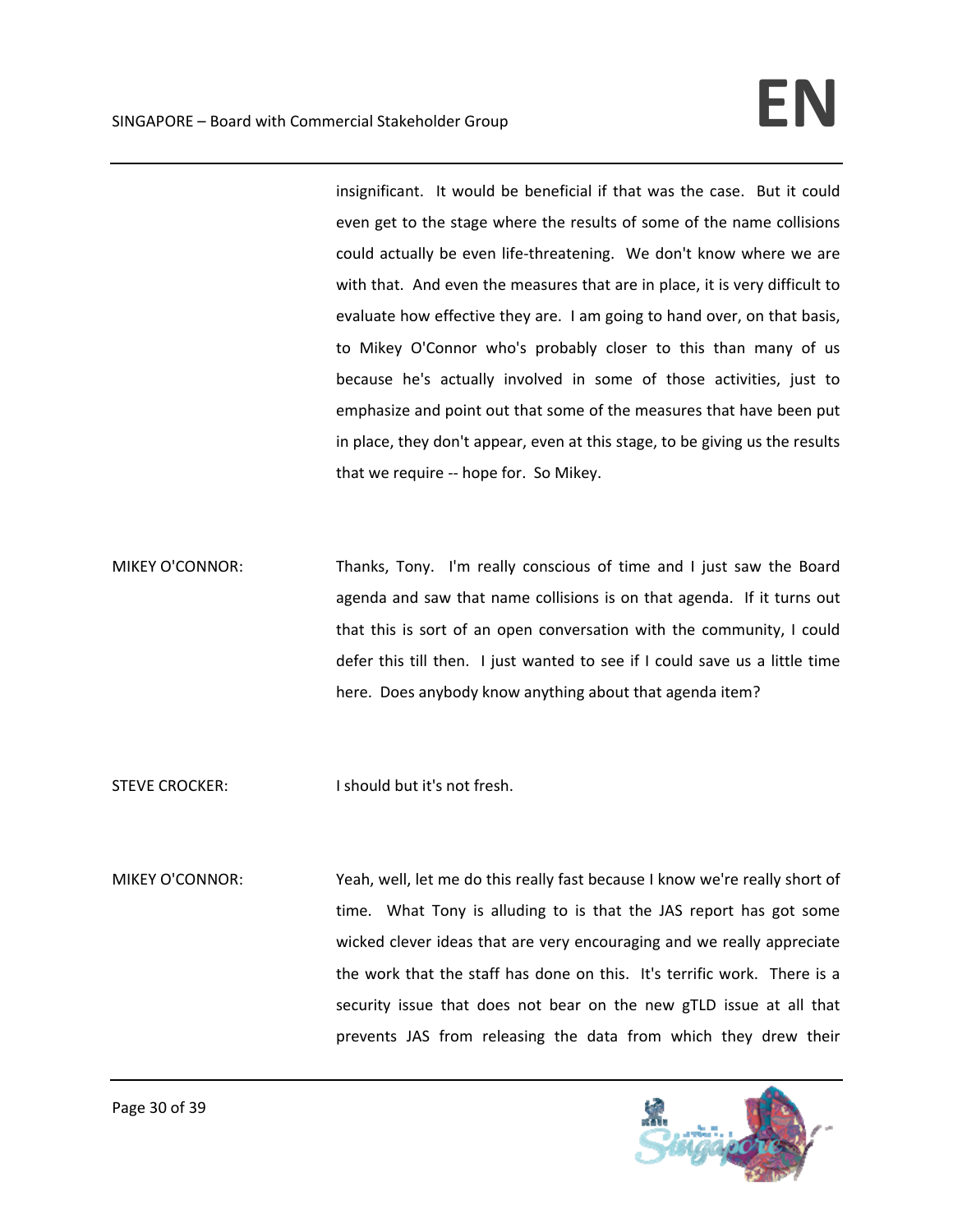insignificant. It would be beneficial if that was the case. But it could even get to the stage where the results of some of the name collisions could actually be even life-threatening. We don't know where we are with that. And even the measures that are in place, it is very difficult to evaluate how effective they are. I am going to hand over, on that basis, to Mikey O'Connor who's probably closer to this than many of us because he's actually involved in some of those activities, just to emphasize and point out that some of the measures that have been put in place, they don't appear, even at this stage, to be giving us the results that we require -- hope for. So Mikey.

MIKEY O'CONNOR: Thanks, Tony. I'm really conscious of time and I just saw the Board agenda and saw that name collisions is on that agenda. If it turns out that this is sort of an open conversation with the community, I could defer this till then. I just wanted to see if I could save us a little time here. Does anybody know anything about that agenda item?

STEVE CROCKER: I should but it's not fresh.

MIKEY O'CONNOR: Yeah, well, let me do this really fast because I know we're really short of time. What Tony is alluding to is that the JAS report has got some wicked clever ideas that are very encouraging and we really appreciate the work that the staff has done on this. It's terrific work. There is a security issue that does not bear on the new gTLD issue at all that prevents JAS from releasing the data from which they drew their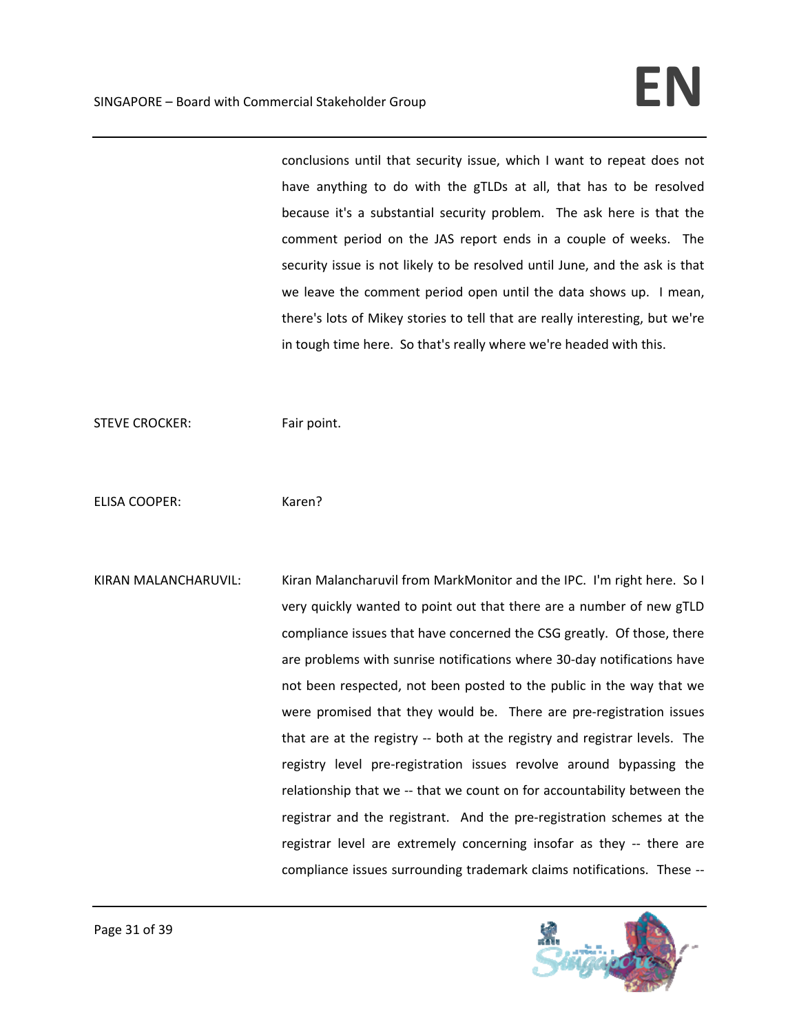conclusions until that security issue, which I want to repeat does not have anything to do with the gTLDs at all, that has to be resolved because it's a substantial security problem. The ask here is that the comment period on the JAS report ends in a couple of weeks. The security issue is not likely to be resolved until June, and the ask is that we leave the comment period open until the data shows up. I mean, there's lots of Mikey stories to tell that are really interesting, but we're in tough time here. So that's really where we're headed with this.

STEVE CROCKER: Fair point.

ELISA COOPER: Karen?

KIRAN MALANCHARUVIL: Kiran Malancharuvil from MarkMonitor and the IPC. I'm right here. So I very quickly wanted to point out that there are a number of new gTLD compliance issues that have concerned the CSG greatly. Of those, there are problems with sunrise notifications where 30-day notifications have not been respected, not been posted to the public in the way that we were promised that they would be. There are pre-registration issues that are at the registry -- both at the registry and registrar levels. The registry level pre-registration issues revolve around bypassing the relationship that we -- that we count on for accountability between the registrar and the registrant. And the pre-registration schemes at the registrar level are extremely concerning insofar as they -- there are compliance issues surrounding trademark claims notifications. These --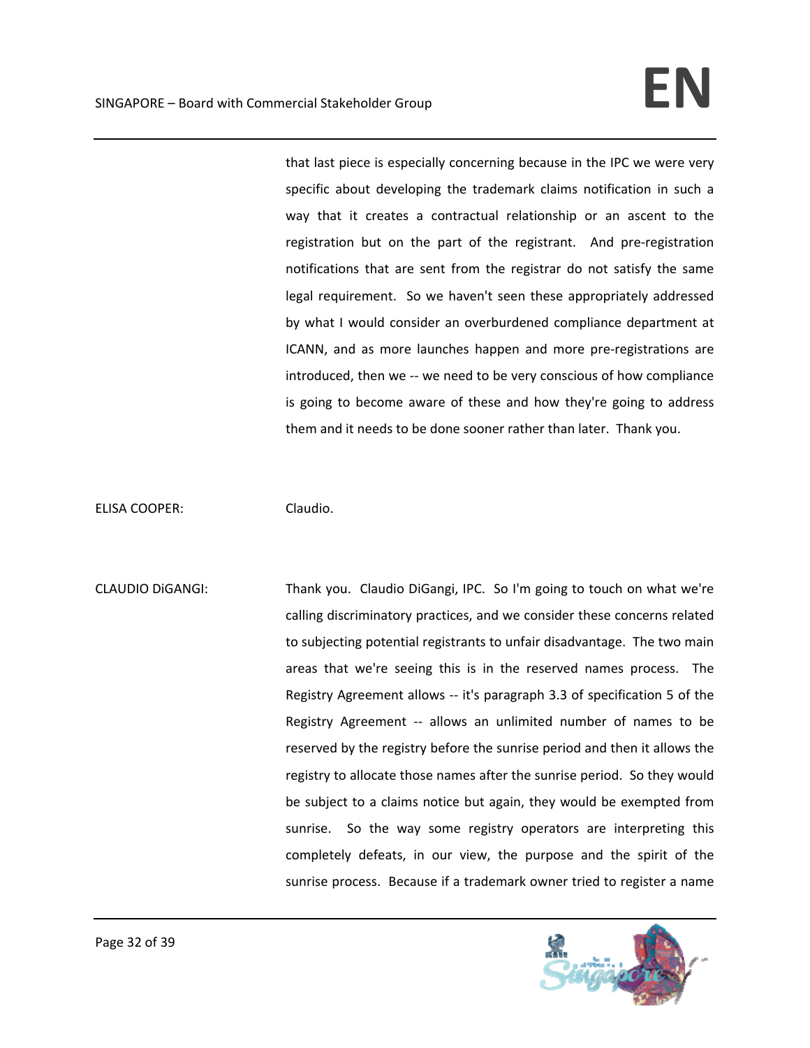that last piece is especially concerning because in the IPC we were very specific about developing the trademark claims notification in such a way that it creates a contractual relationship or an ascent to the registration but on the part of the registrant. And pre-registration notifications that are sent from the registrar do not satisfy the same legal requirement. So we haven't seen these appropriately addressed by what I would consider an overburdened compliance department at ICANN, and as more launches happen and more pre-registrations are introduced, then we -- we need to be very conscious of how compliance is going to become aware of these and how they're going to address them and it needs to be done sooner rather than later. Thank you.

ELISA COOPER: Claudio.

CLAUDIO DiGANGI: Thank you. Claudio DiGangi, IPC. So I'm going to touch on what we're calling discriminatory practices, and we consider these concerns related to subjecting potential registrants to unfair disadvantage. The two main areas that we're seeing this is in the reserved names process. The Registry Agreement allows -- it's paragraph 3.3 of specification 5 of the Registry Agreement -- allows an unlimited number of names to be reserved by the registry before the sunrise period and then it allows the registry to allocate those names after the sunrise period. So they would be subject to a claims notice but again, they would be exempted from sunrise. So the way some registry operators are interpreting this completely defeats, in our view, the purpose and the spirit of the sunrise process. Because if a trademark owner tried to register a name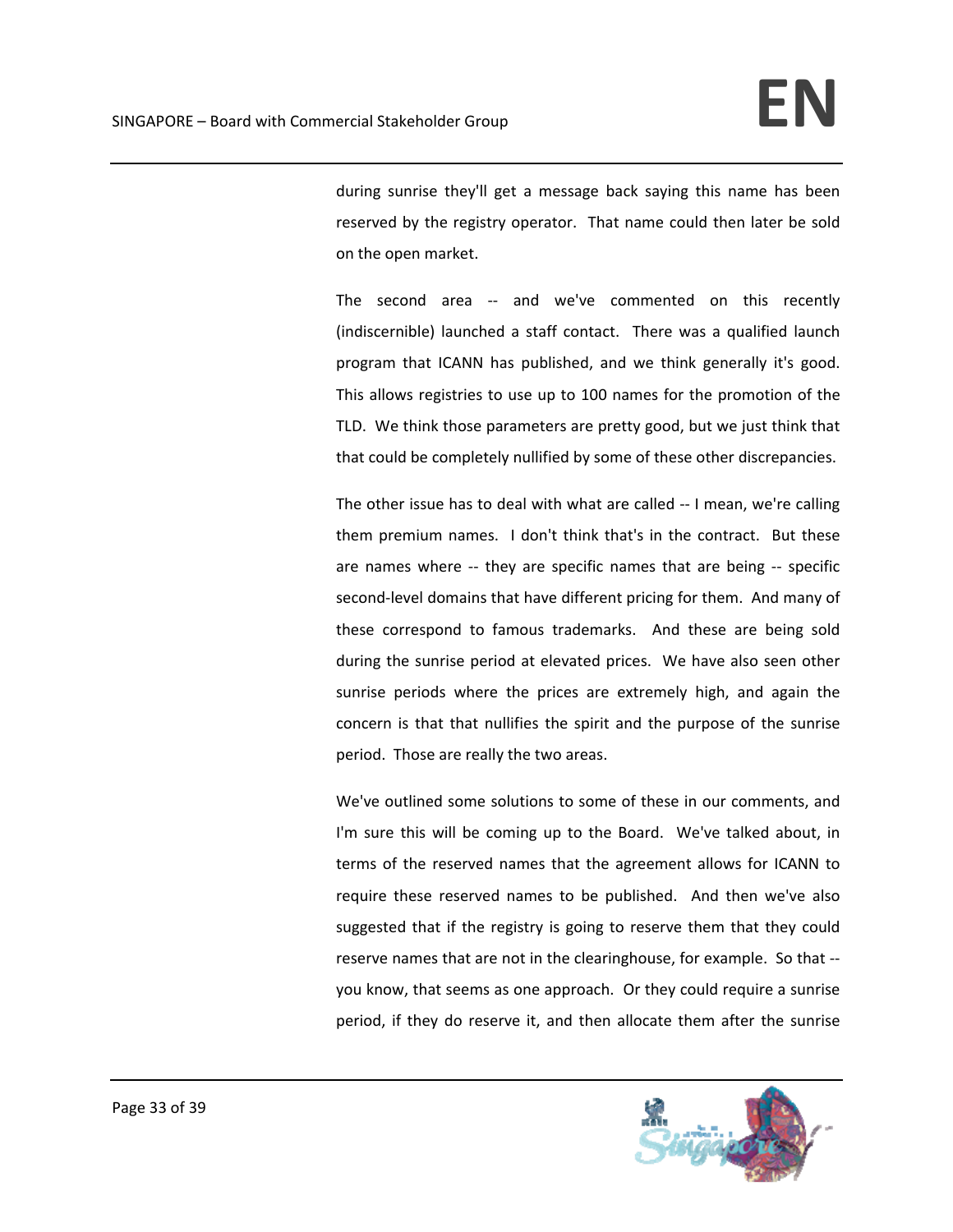during sunrise they'll get a message back saying this name has been reserved by the registry operator. That name could then later be sold on the open market.

The second area -- and we've commented on this recently (indiscernible) launched a staff contact. There was a qualified launch program that ICANN has published, and we think generally it's good. This allows registries to use up to 100 names for the promotion of the TLD. We think those parameters are pretty good, but we just think that that could be completely nullified by some of these other discrepancies.

The other issue has to deal with what are called -- I mean, we're calling them premium names. I don't think that's in the contract. But these are names where -- they are specific names that are being -- specific second-level domains that have different pricing for them. And many of these correspond to famous trademarks. And these are being sold during the sunrise period at elevated prices. We have also seen other sunrise periods where the prices are extremely high, and again the concern is that that nullifies the spirit and the purpose of the sunrise period. Those are really the two areas.

We've outlined some solutions to some of these in our comments, and I'm sure this will be coming up to the Board. We've talked about, in terms of the reserved names that the agreement allows for ICANN to require these reserved names to be published. And then we've also suggested that if the registry is going to reserve them that they could reserve names that are not in the clearinghouse, for example. So that -- you know, that seems as one approach. Or they could require a sunrise period, if they do reserve it, and then allocate them after the sunrise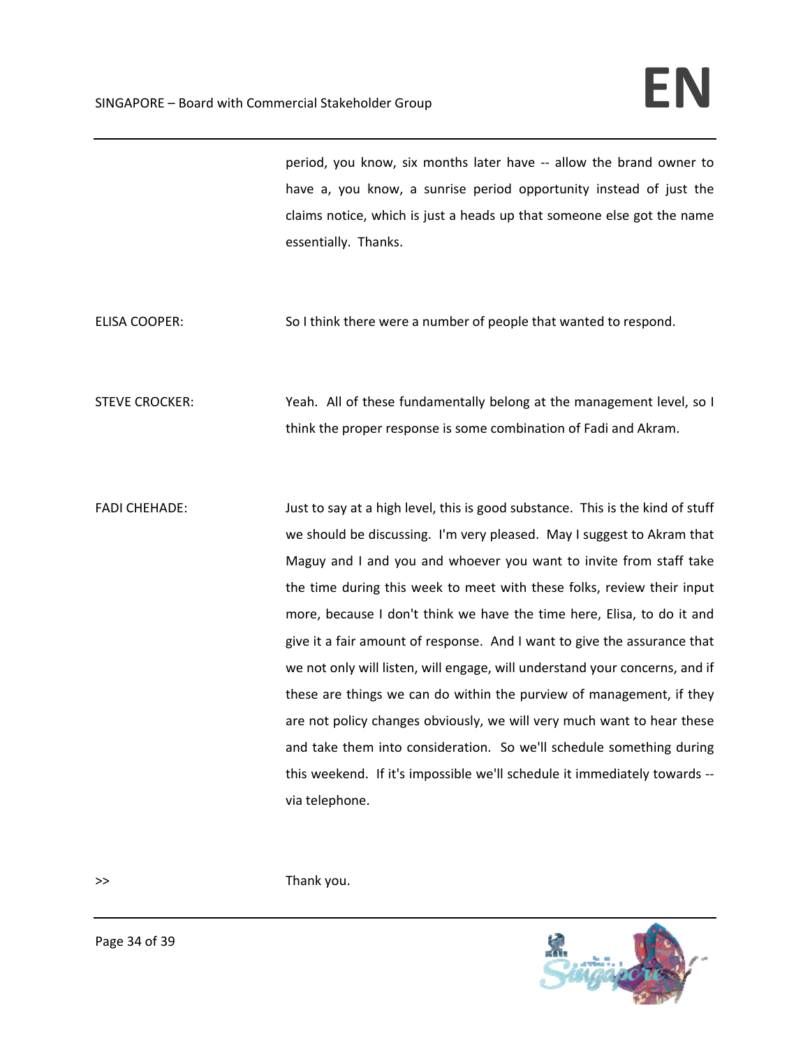period, you know, six months later have -- allow the brand owner to have a, you know, a sunrise period opportunity instead of just the claims notice, which is just a heads up that someone else got the name essentially. Thanks.

ELISA COOPER: So I think there were a number of people that wanted to respond.

STEVE CROCKER: Yeah. All of these fundamentally belong at the management level, so I think the proper response is some combination of Fadi and Akram.

FADI CHEHADE: Just to say at a high level, this is good substance. This is the kind of stuff we should be discussing. I'm very pleased. May I suggest to Akram that Maguy and I and you and whoever you want to invite from staff take the time during this week to meet with these folks, review their input more, because I don't think we have the time here, Elisa, to do it and give it a fair amount of response. And I want to give the assurance that we not only will listen, will engage, will understand your concerns, and if these are things we can do within the purview of management, if they are not policy changes obviously, we will very much want to hear these and take them into consideration. So we'll schedule something during this weekend. If it's impossible we'll schedule it immediately towards -- via telephone.

>> Thank you.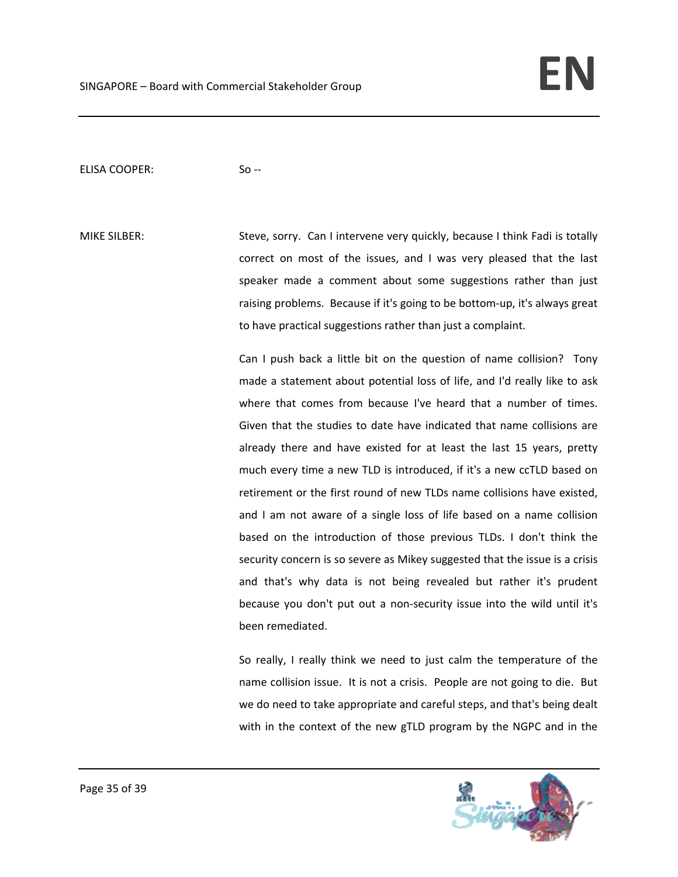ELISA COOPER: So --

MIKE SILBER: Steve, sorry. Can I intervene very quickly, because I think Fadi is totally correct on most of the issues, and I was very pleased that the last speaker made a comment about some suggestions rather than just raising problems. Because if it's going to be bottom-up, it's always great to have practical suggestions rather than just a complaint.

Can I push back a little bit on the question of name collision? Tony made a statement about potential loss of life, and I'd really like to ask where that comes from because I've heard that a number of times. Given that the studies to date have indicated that name collisions are already there and have existed for at least the last 15 years, pretty much every time a new TLD is introduced, if it's a new ccTLD based on retirement or the first round of new TLDs name collisions have existed, and I am not aware of a single loss of life based on a name collision based on the introduction of those previous TLDs. I don't think the security concern is so severe as Mikey suggested that the issue is a crisis and that's why data is not being revealed but rather it's prudent because you don't put out a non-security issue into the wild until it's been remediated.

So really, I really think we need to just calm the temperature of the name collision issue. It is not a crisis. People are not going to die. But we do need to take appropriate and careful steps, and that's being dealt with in the context of the new gTLD program by the NGPC and in the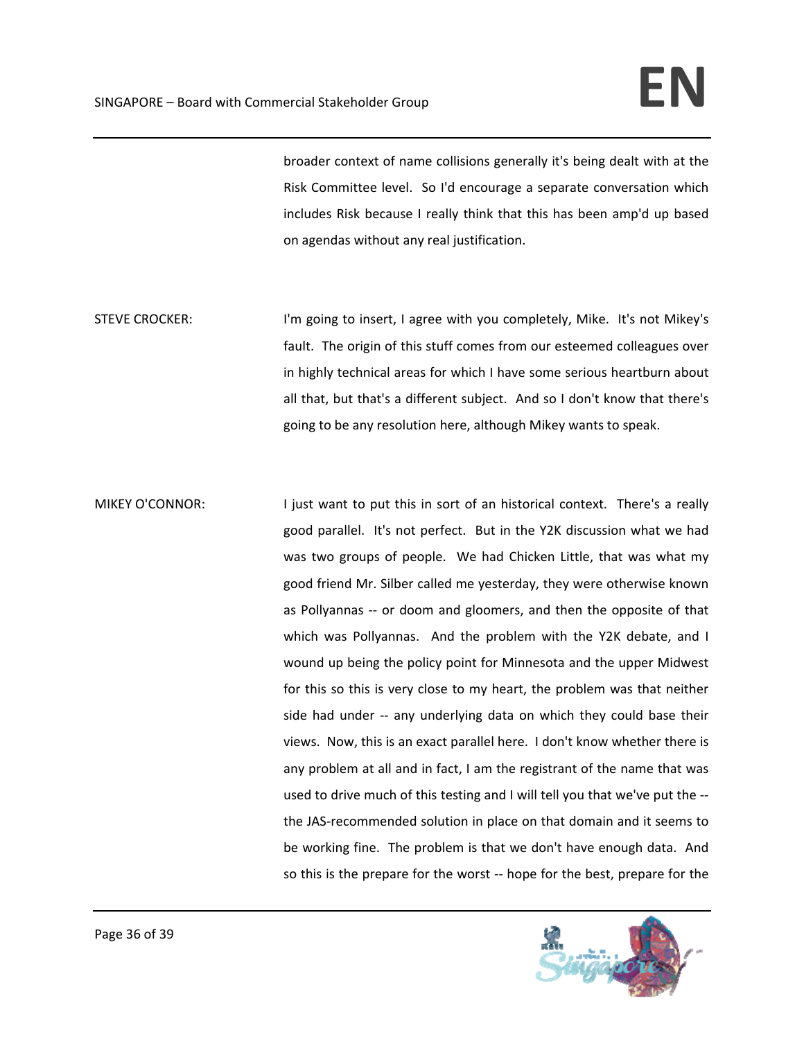broader context of name collisions generally it's being dealt with at the Risk Committee level. So I'd encourage a separate conversation which includes Risk because I really think that this has been amp'd up based on agendas without any real justification.

STEVE CROCKER: I'm going to insert, I agree with you completely, Mike. It's not Mikey's fault. The origin of this stuff comes from our esteemed colleagues over in highly technical areas for which I have some serious heartburn about all that, but that's a different subject. And so I don't know that there's going to be any resolution here, although Mikey wants to speak.

MIKEY O'CONNOR: I just want to put this in sort of an historical context. There's a really good parallel. It's not perfect. But in the Y2K discussion what we had was two groups of people. We had Chicken Little, that was what my good friend Mr. Silber called me yesterday, they were otherwise known as Pollyannas -- or doom and gloomers, and then the opposite of that which was Pollyannas. And the problem with the Y2K debate, and I wound up being the policy point for Minnesota and the upper Midwest for this so this is very close to my heart, the problem was that neither side had under -- any underlying data on which they could base their views. Now, this is an exact parallel here. I don't know whether there is any problem at all and in fact, I am the registrant of the name that was used to drive much of this testing and I will tell you that we've put the -- the JAS-recommended solution in place on that domain and it seems to be working fine. The problem is that we don't have enough data. And so this is the prepare for the worst -- hope for the best, prepare for the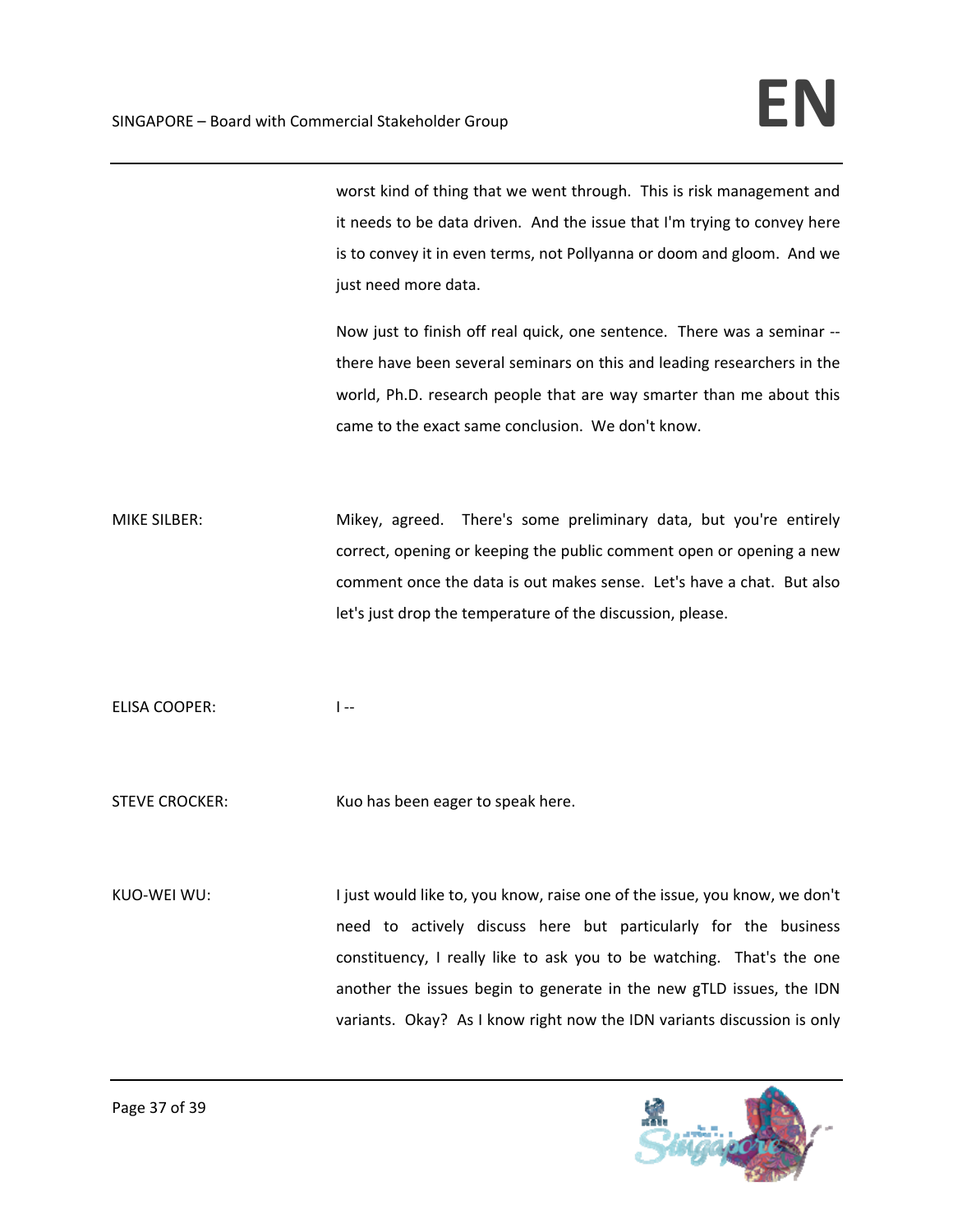worst kind of thing that we went through. This is risk management and it needs to be data driven. And the issue that I'm trying to convey here is to convey it in even terms, not Pollyanna or doom and gloom. And we just need more data.

Now just to finish off real quick, one sentence. There was a seminar -- there have been several seminars on this and leading researchers in the world, Ph.D. research people that are way smarter than me about this came to the exact same conclusion. We don't know.

MIKE SILBER: Mikey, agreed. There's some preliminary data, but you're entirely correct, opening or keeping the public comment open or opening a new comment once the data is out makes sense. Let's have a chat. But also let's just drop the temperature of the discussion, please.

ELISA COOPER: I --

STEVE CROCKER: Kuo has been eager to speak here.

KUO-WEI WU: I just would like to, you know, raise one of the issue, you know, we don't need to actively discuss here but particularly for the business constituency, I really like to ask you to be watching. That's the one another the issues begin to generate in the new gTLD issues, the IDN variants. Okay? As I know right now the IDN variants discussion is only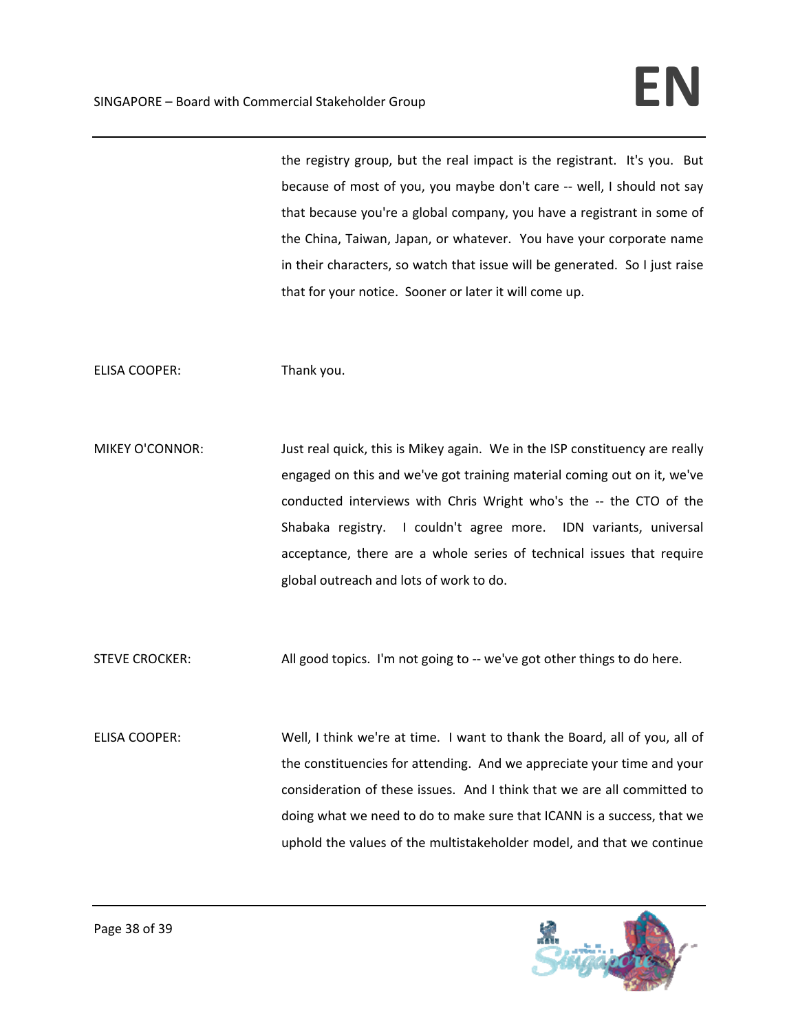the registry group, but the real impact is the registrant. It's you. But because of most of you, you maybe don't care -- well, I should not say that because you're a global company, you have a registrant in some of the China, Taiwan, Japan, or whatever. You have your corporate name in their characters, so watch that issue will be generated. So I just raise that for your notice. Sooner or later it will come up.

ELISA COOPER: Thank you.

MIKEY O'CONNOR: Just real quick, this is Mikey again. We in the ISP constituency are really engaged on this and we've got training material coming out on it, we've conducted interviews with Chris Wright who's the -- the CTO of the Shabaka registry. I couldn't agree more. IDN variants, universal acceptance, there are a whole series of technical issues that require global outreach and lots of work to do.

STEVE CROCKER: All good topics. I'm not going to -- we've got other things to do here.

ELISA COOPER: Well, I think we're at time. I want to thank the Board, all of you, all of the constituencies for attending. And we appreciate your time and your consideration of these issues. And I think that we are all committed to doing what we need to do to make sure that ICANN is a success, that we uphold the values of the multistakeholder model, and that we continue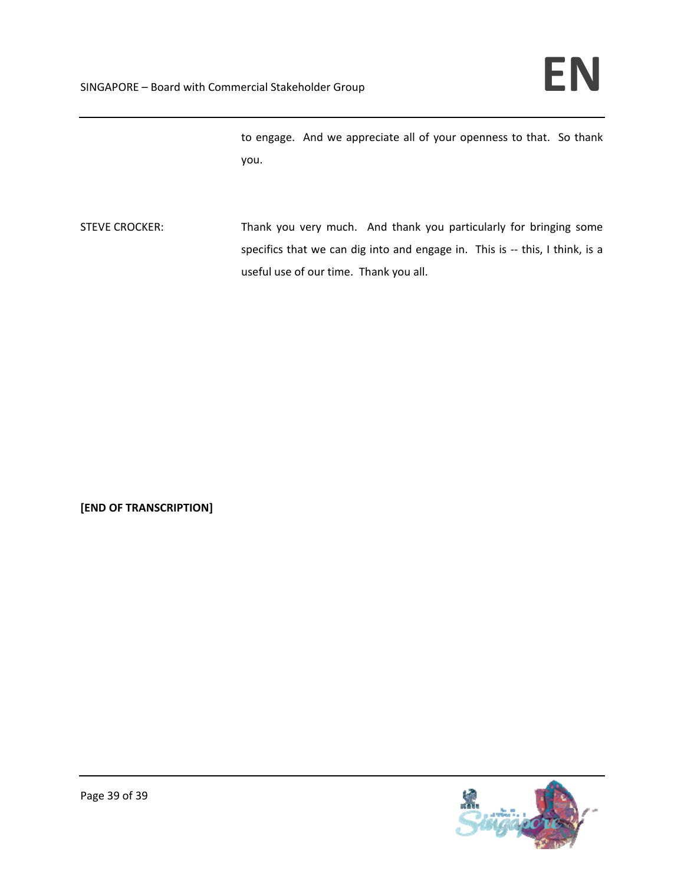to engage. And we appreciate all of your openness to that. So thank you.

STEVE CROCKER: Thank you very much. And thank you particularly for bringing some specifics that we can dig into and engage in. This is -- this, I think, is a useful use of our time. Thank you all.

**[END OF TRANSCRIPTION]**